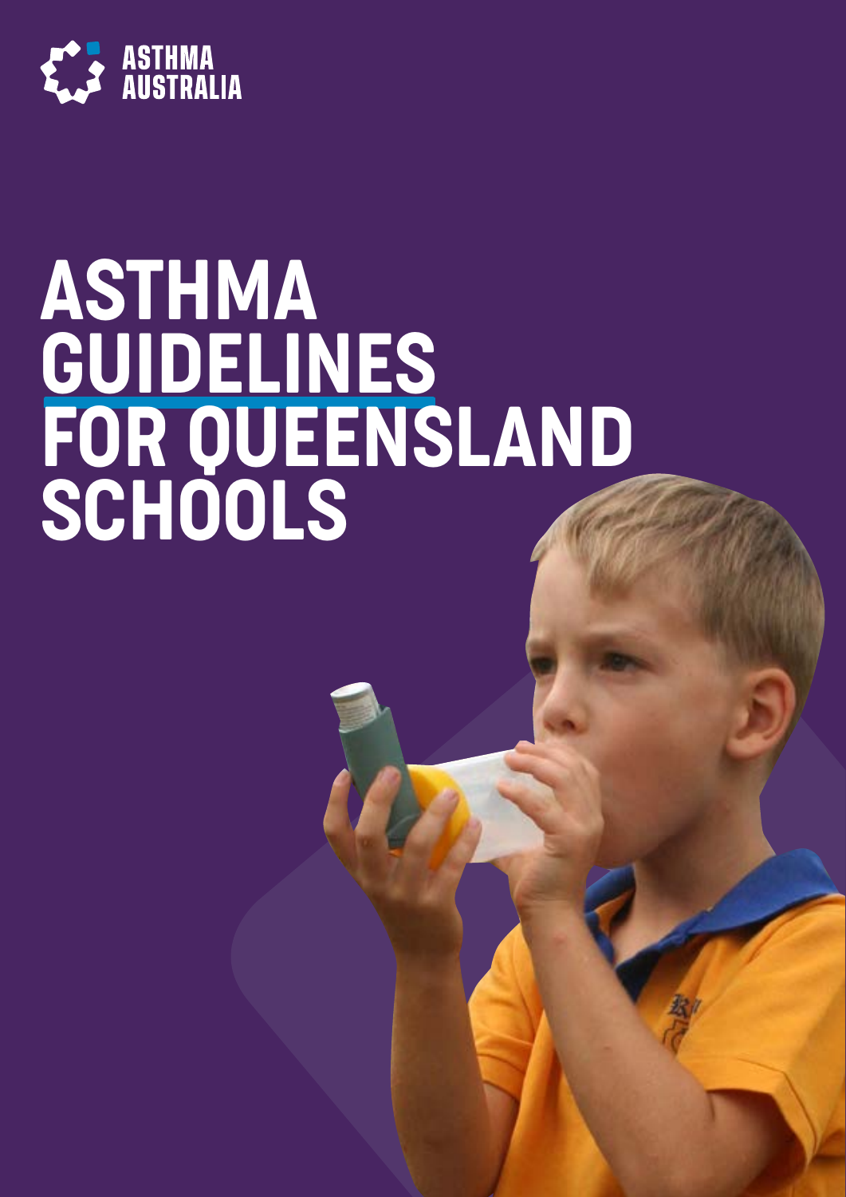ASTHMA AUSTRALIA

# ASTHMA GUIDELINES FOR QUEENSLAND SCHOOLS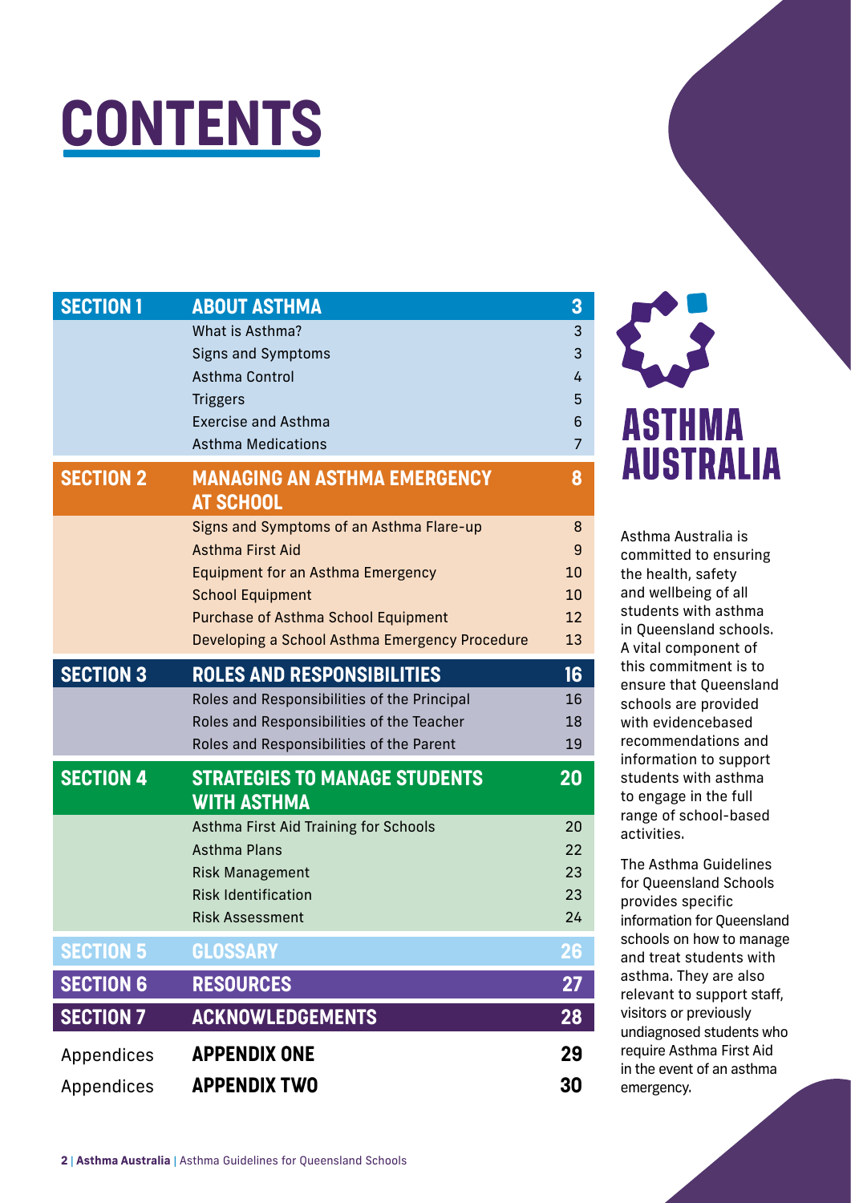# CONTENTS

| SECTION 1 | ABOUT ASTHMA | 3 |
|---|---|---|
| | What is Asthma? | 3 |
| | Signs and Symptoms | 3 |
| | Asthma Control | 4 |
| | Triggers | 5 |
| | Exercise and Asthma | 6 |
| | Asthma Medications | 7 |
| **SECTION 2** | **MANAGING AN ASTHMA EMERGENCY AT SCHOOL** | **8** |
| | Signs and Symptoms of an Asthma Flare-up | 8 |
| | Asthma First Aid | 9 |
| | Equipment for an Asthma Emergency | 10 |
| | School Equipment | 10 |
| | Purchase of Asthma School Equipment | 12 |
| | Developing a School Asthma Emergency Procedure | 13 |
| **SECTION 3** | **ROLES AND RESPONSIBILITIES** | **16** |
| | Roles and Responsibilities of the Principal | 16 |
| | Roles and Responsibilities of the Teacher | 18 |
| | Roles and Responsibilities of the Parent | 19 |
| **SECTION 4** | **STRATEGIES TO MANAGE STUDENTS WITH ASTHMA** | **20** |
| | Asthma First Aid Training for Schools | 20 |
| | Asthma Plans | 22 |
| | Risk Management | 23 |
| | Risk Identification | 23 |
| | Risk Assessment | 24 |
| **SECTION 5** | **GLOSSARY** | **26** |
| **SECTION 6** | **RESOURCES** | **27** |
| **SECTION 7** | **ACKNOWLEDGEMENTS** | **28** |
| Appendices | **APPENDIX ONE** | **29** |
| Appendices | **APPENDIX TWO** | **30** |

**ASTHMA AUSTRALIA**

Asthma Australia is committed to ensuring the health, safety and wellbeing of all students with asthma in Queensland schools. A vital component of this commitment is to ensure that Queensland schools are provided with evidencebased recommendations and information to support students with asthma to engage in the full range of school-based activities.

The Asthma Guidelines for Queensland Schools provides specific information for Queensland schools on how to manage and treat students with asthma. They are also relevant to support staff, visitors or previously undiagnosed students who require Asthma First Aid in the event of an asthma emergency.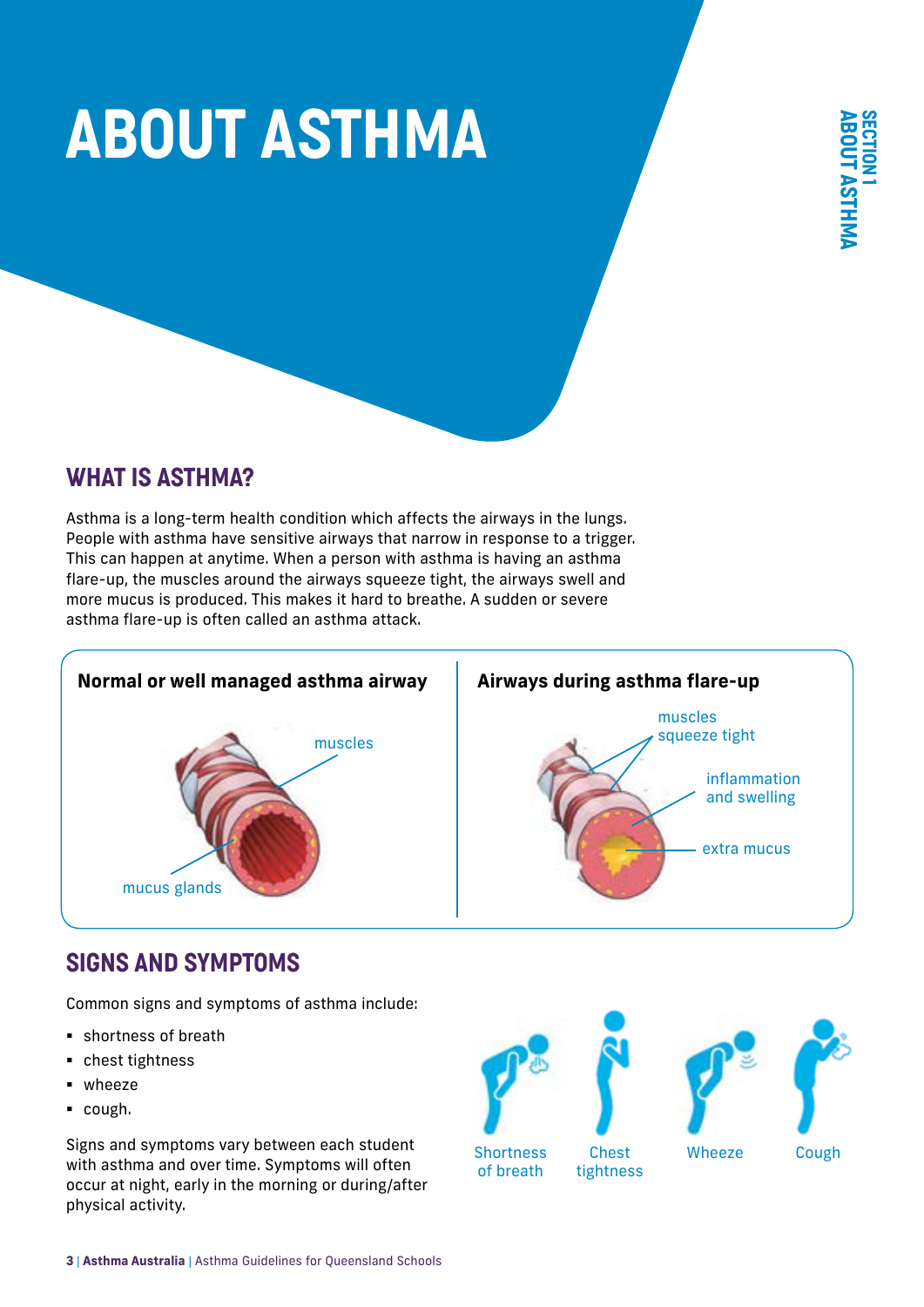# ABOUT ASTHMA

## WHAT IS ASTHMA?

Asthma is a long-term health condition which affects the airways in the lungs. People with asthma have sensitive airways that narrow in response to a trigger. This can happen at anytime. When a person with asthma is having an asthma flare-up, the muscles around the airways squeeze tight, the airways swell and more mucus is produced. This makes it hard to breathe. A sudden or severe asthma flare-up is often called an asthma attack.

**Normal or well managed asthma airway**

muscles

mucus glands

**Airways during asthma flare-up**

muscles squeeze tight

inflammation and swelling

extra mucus

## SIGNS AND SYMPTOMS

Common signs and symptoms of asthma include:

- shortness of breath
- chest tightness
- wheeze
- cough.

Signs and symptoms vary between each student with asthma and over time. Symptoms will often occur at night, early in the morning or during/after physical activity.

Shortness of breath

Chest tightness

Wheeze

Cough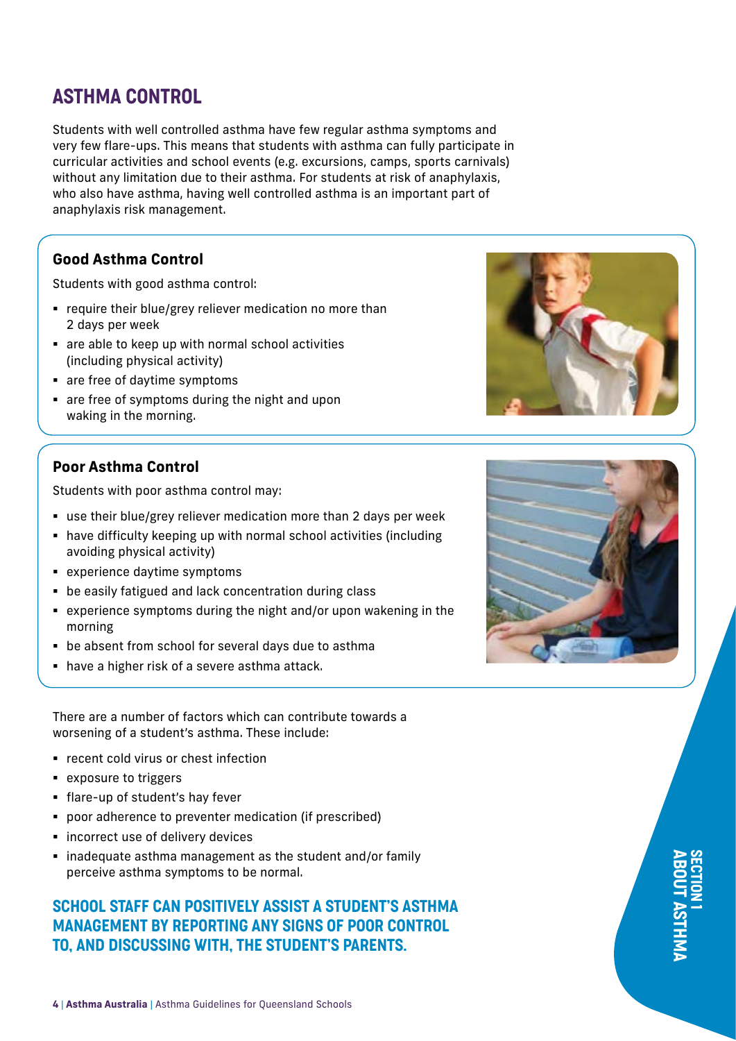# ASTHMA CONTROL

Students with well controlled asthma have few regular asthma symptoms and very few flare-ups. This means that students with asthma can fully participate in curricular activities and school events (e.g. excursions, camps, sports carnivals) without any limitation due to their asthma. For students at risk of anaphylaxis, who also have asthma, having well controlled asthma is an important part of anaphylaxis risk management.

### Good Asthma Control

Students with good asthma control:

- require their blue/grey reliever medication no more than 2 days per week
- are able to keep up with normal school activities (including physical activity)
- are free of daytime symptoms
- are free of symptoms during the night and upon waking in the morning.

### Poor Asthma Control

Students with poor asthma control may:

- use their blue/grey reliever medication more than 2 days per week
- have difficulty keeping up with normal school activities (including avoiding physical activity)
- experience daytime symptoms
- be easily fatigued and lack concentration during class
- experience symptoms during the night and/or upon wakening in the morning
- be absent from school for several days due to asthma
- have a higher risk of a severe asthma attack.

There are a number of factors which can contribute towards a worsening of a student's asthma. These include:

- recent cold virus or chest infection
- exposure to triggers
- flare-up of student's hay fever
- poor adherence to preventer medication (if prescribed)
- incorrect use of delivery devices
- inadequate asthma management as the student and/or family perceive asthma symptoms to be normal.

**SCHOOL STAFF CAN POSITIVELY ASSIST A STUDENT'S ASTHMA MANAGEMENT BY REPORTING ANY SIGNS OF POOR CONTROL TO, AND DISCUSSING WITH, THE STUDENT'S PARENTS.**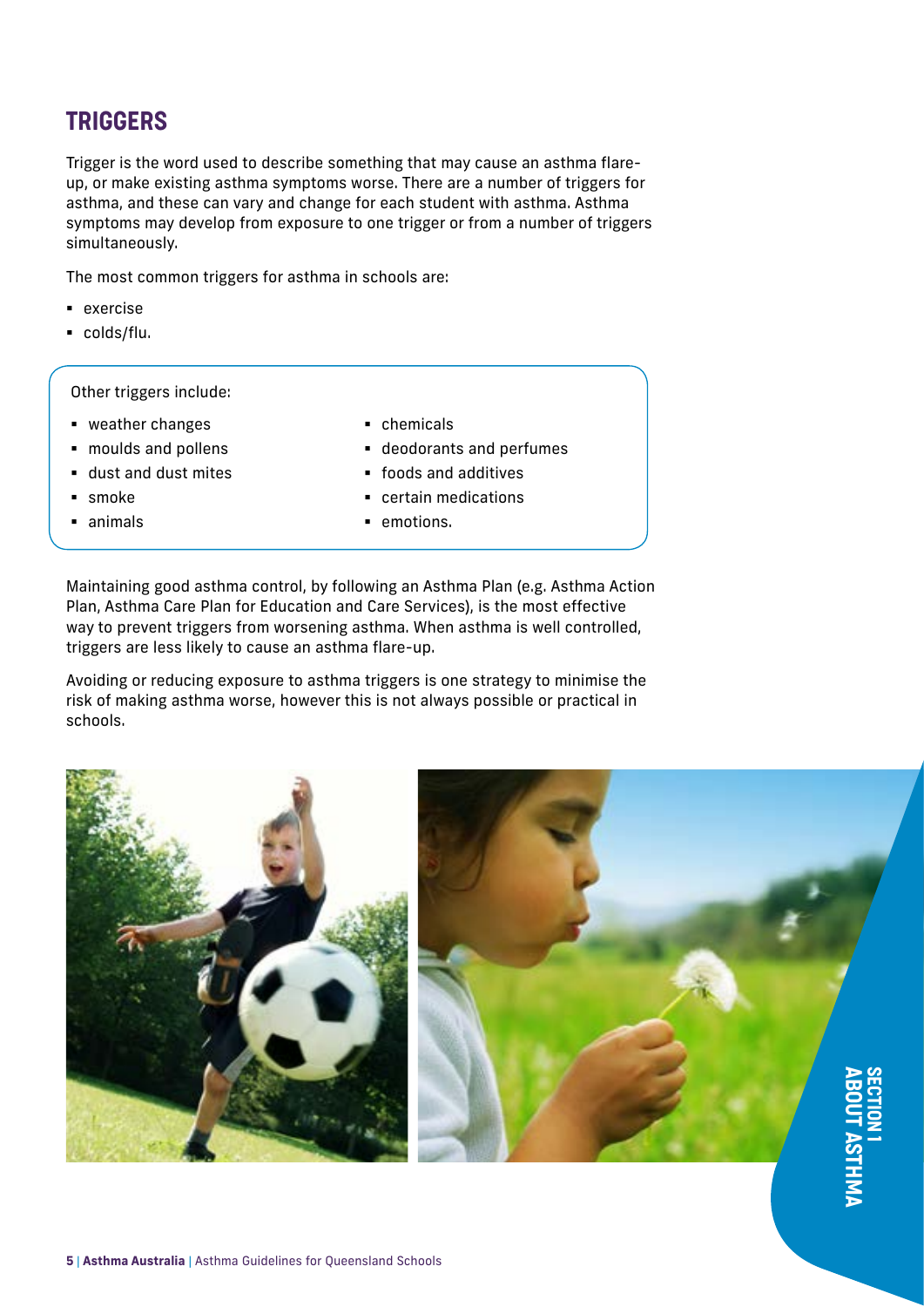## TRIGGERS

Trigger is the word used to describe something that may cause an asthma flare-up, or make existing asthma symptoms worse. There are a number of triggers for asthma, and these can vary and change for each student with asthma. Asthma symptoms may develop from exposure to one trigger or from a number of triggers simultaneously.

The most common triggers for asthma in schools are:

- exercise
- colds/flu.

Other triggers include:

- weather changes
- moulds and pollens
- dust and dust mites
- smoke
- animals
- chemicals
- deodorants and perfumes
- foods and additives
- certain medications
- emotions.

Maintaining good asthma control, by following an Asthma Plan (e.g. Asthma Action Plan, Asthma Care Plan for Education and Care Services), is the most effective way to prevent triggers from worsening asthma. When asthma is well controlled, triggers are less likely to cause an asthma flare-up.

Avoiding or reducing exposure to asthma triggers is one strategy to minimise the risk of making asthma worse, however this is not always possible or practical in schools.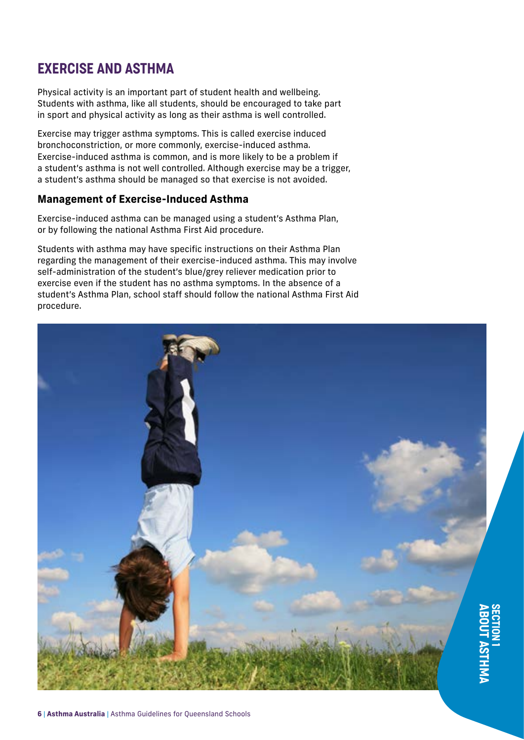# EXERCISE AND ASTHMA

Physical activity is an important part of student health and wellbeing. Students with asthma, like all students, should be encouraged to take part in sport and physical activity as long as their asthma is well controlled.

Exercise may trigger asthma symptoms. This is called exercise induced bronchoconstriction, or more commonly, exercise-induced asthma. Exercise-induced asthma is common, and is more likely to be a problem if a student's asthma is not well controlled. Although exercise may be a trigger, a student's asthma should be managed so that exercise is not avoided.

## Management of Exercise-Induced Asthma

Exercise-induced asthma can be managed using a student's Asthma Plan, or by following the national Asthma First Aid procedure.

Students with asthma may have specific instructions on their Asthma Plan regarding the management of their exercise-induced asthma. This may involve self-administration of the student's blue/grey reliever medication prior to exercise even if the student has no asthma symptoms. In the absence of a student's Asthma Plan, school staff should follow the national Asthma First Aid procedure.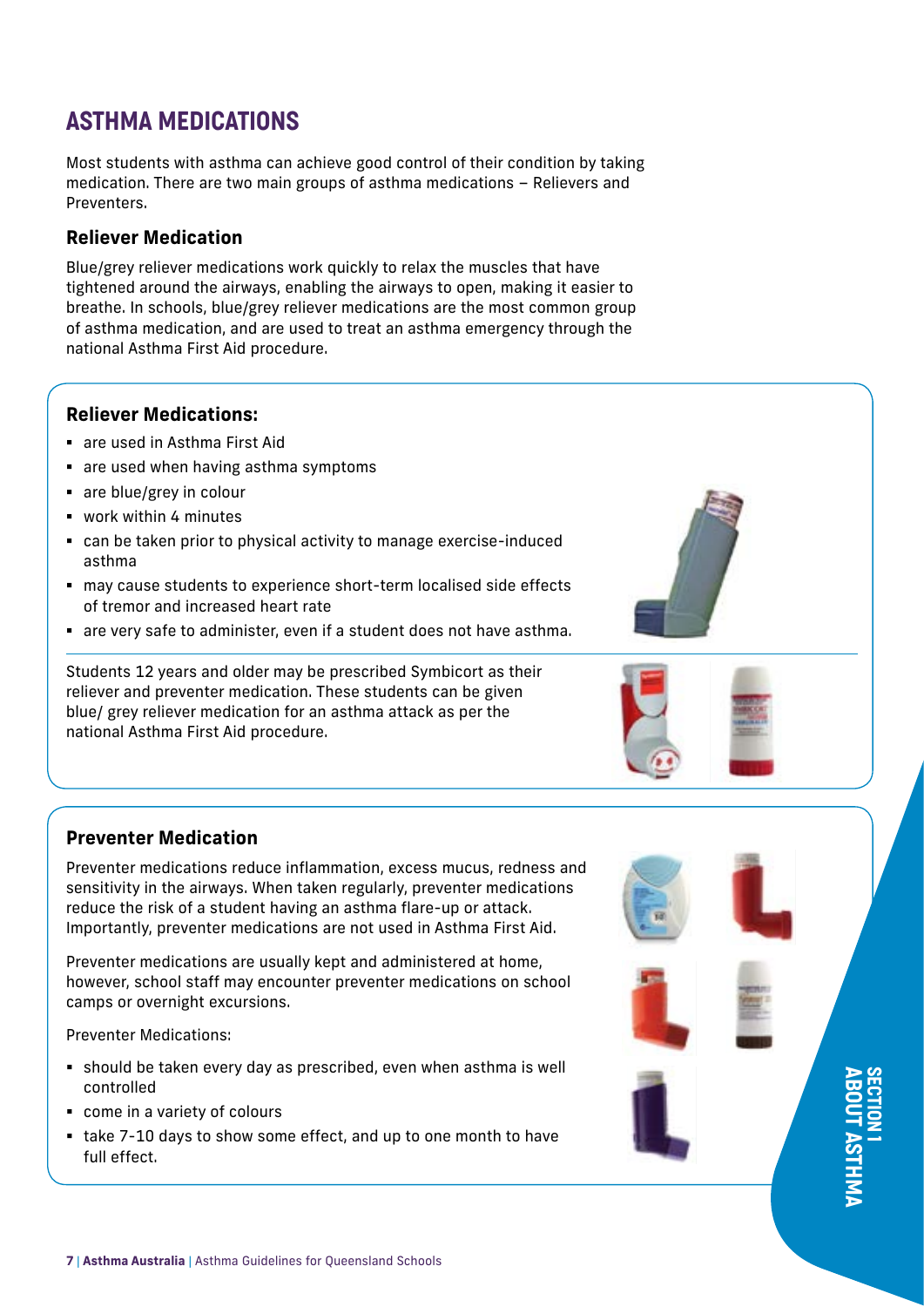# ASTHMA MEDICATIONS

Most students with asthma can achieve good control of their condition by taking medication. There are two main groups of asthma medications – Relievers and Preventers.

## Reliever Medication

Blue/grey reliever medications work quickly to relax the muscles that have tightened around the airways, enabling the airways to open, making it easier to breathe. In schools, blue/grey reliever medications are the most common group of asthma medication, and are used to treat an asthma emergency through the national Asthma First Aid procedure.

### Reliever Medications:

- are used in Asthma First Aid
- are used when having asthma symptoms
- are blue/grey in colour
- work within 4 minutes
- can be taken prior to physical activity to manage exercise-induced asthma
- may cause students to experience short-term localised side effects of tremor and increased heart rate
- are very safe to administer, even if a student does not have asthma.

Students 12 years and older may be prescribed Symbicort as their reliever and preventer medication. These students can be given blue/ grey reliever medication for an asthma attack as per the national Asthma First Aid procedure.

## Preventer Medication

Preventer medications reduce inflammation, excess mucus, redness and sensitivity in the airways. When taken regularly, preventer medications reduce the risk of a student having an asthma flare-up or attack. Importantly, preventer medications are not used in Asthma First Aid.

Preventer medications are usually kept and administered at home, however, school staff may encounter preventer medications on school camps or overnight excursions.

Preventer Medications:

- should be taken every day as prescribed, even when asthma is well controlled
- come in a variety of colours
- take 7-10 days to show some effect, and up to one month to have full effect.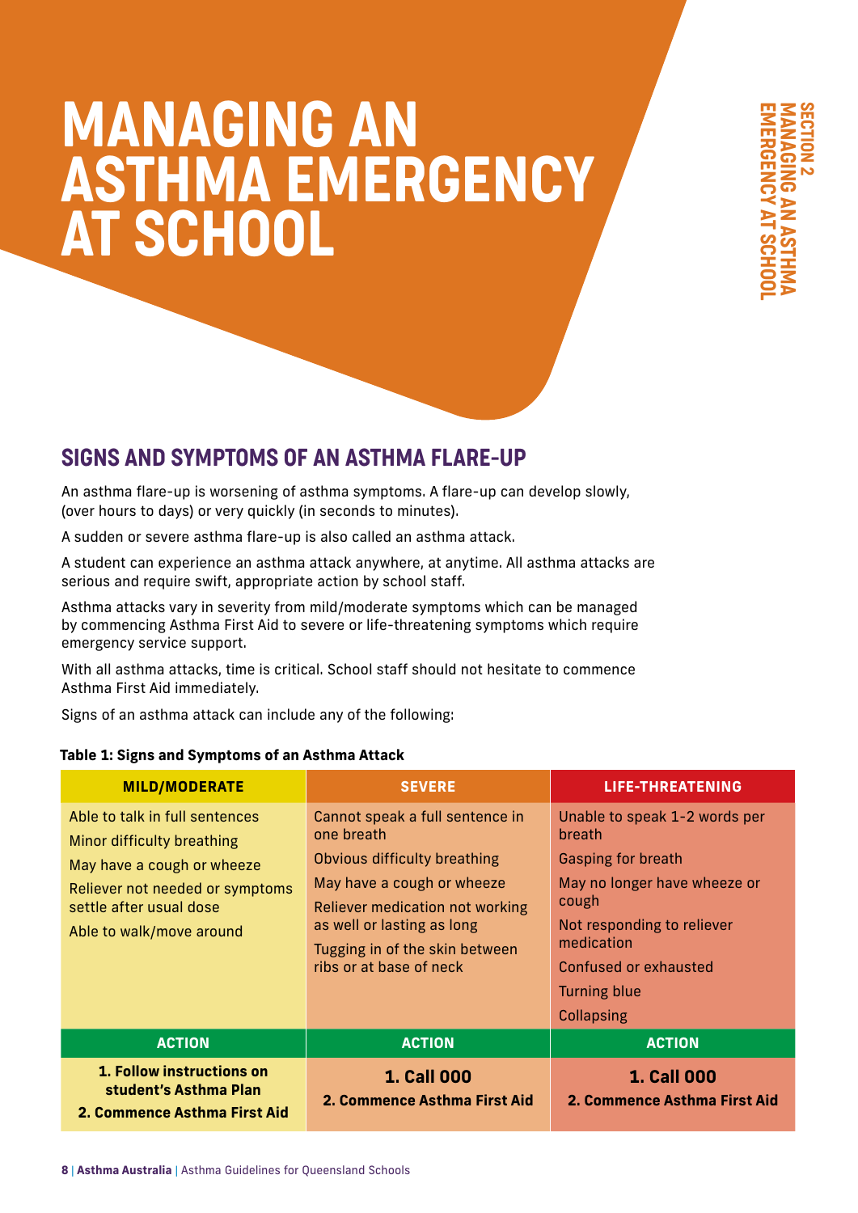# MANAGING AN ASTHMA EMERGENCY AT SCHOOL

## SIGNS AND SYMPTOMS OF AN ASTHMA FLARE-UP

An asthma flare-up is worsening of asthma symptoms. A flare-up can develop slowly, (over hours to days) or very quickly (in seconds to minutes).

A sudden or severe asthma flare-up is also called an asthma attack.

A student can experience an asthma attack anywhere, at anytime. All asthma attacks are serious and require swift, appropriate action by school staff.

Asthma attacks vary in severity from mild/moderate symptoms which can be managed by commencing Asthma First Aid to severe or life-threatening symptoms which require emergency service support.

With all asthma attacks, time is critical. School staff should not hesitate to commence Asthma First Aid immediately.

Signs of an asthma attack can include any of the following:

**Table 1: Signs and Symptoms of an Asthma Attack**

| MILD/MODERATE | SEVERE | LIFE-THREATENING |
|---|---|---|
| Able to talk in full sentences<br>Minor difficulty breathing<br>May have a cough or wheeze<br>Reliever not needed or symptoms settle after usual dose<br>Able to walk/move around | Cannot speak a full sentence in one breath<br>Obvious difficulty breathing<br>May have a cough or wheeze<br>Reliever medication not working as well or lasting as long<br>Tugging in of the skin between ribs or at base of neck | Unable to speak 1-2 words per breath<br>Gasping for breath<br>May no longer have wheeze or cough<br>Not responding to reliever medication<br>Confused or exhausted<br>Turning blue<br>Collapsing |
| **ACTION** | **ACTION** | **ACTION** |
| **1. Follow instructions on student's Asthma Plan**<br>**2. Commence Asthma First Aid** | **1. Call 000**<br>**2. Commence Asthma First Aid** | **1. Call 000**<br>**2. Commence Asthma First Aid** |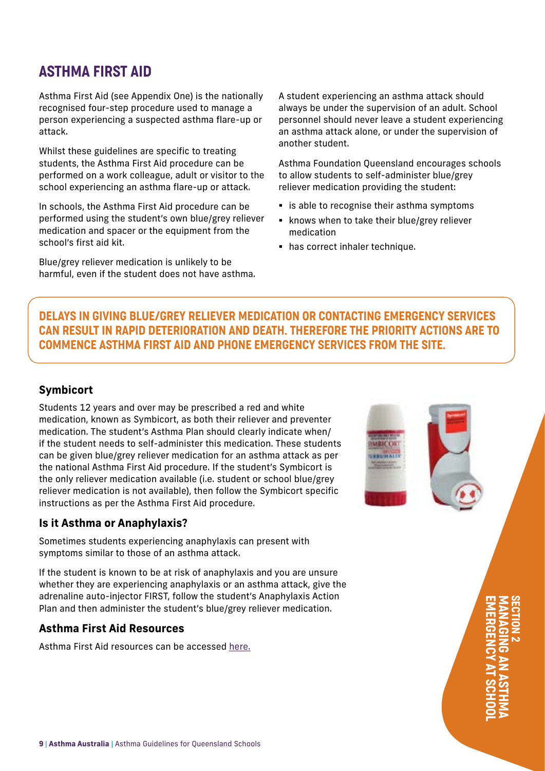## ASTHMA FIRST AID

Asthma First Aid (see Appendix One) is the nationally recognised four-step procedure used to manage a person experiencing a suspected asthma flare-up or attack.

Whilst these guidelines are specific to treating students, the Asthma First Aid procedure can be performed on a work colleague, adult or visitor to the school experiencing an asthma flare-up or attack.

In schools, the Asthma First Aid procedure can be performed using the student's own blue/grey reliever medication and spacer or the equipment from the school's first aid kit.

Blue/grey reliever medication is unlikely to be harmful, even if the student does not have asthma.

A student experiencing an asthma attack should always be under the supervision of an adult. School personnel should never leave a student experiencing an asthma attack alone, or under the supervision of another student.

Asthma Foundation Queensland encourages schools to allow students to self-administer blue/grey reliever medication providing the student:

- is able to recognise their asthma symptoms
- knows when to take their blue/grey reliever medication
- has correct inhaler technique.

**DELAYS IN GIVING BLUE/GREY RELIEVER MEDICATION OR CONTACTING EMERGENCY SERVICES CAN RESULT IN RAPID DETERIORATION AND DEATH. THEREFORE THE PRIORITY ACTIONS ARE TO COMMENCE ASTHMA FIRST AID AND PHONE EMERGENCY SERVICES FROM THE SITE.**

### Symbicort

Students 12 years and over may be prescribed a red and white medication, known as Symbicort, as both their reliever and preventer medication. The student's Asthma Plan should clearly indicate when/if the student needs to self-administer this medication. These students can be given blue/grey reliever medication for an asthma attack as per the national Asthma First Aid procedure. If the student's Symbicort is the only reliever medication available (i.e. student or school blue/grey reliever medication is not available), then follow the Symbicort specific instructions as per the Asthma First Aid procedure.

### Is it Asthma or Anaphylaxis?

Sometimes students experiencing anaphylaxis can present with symptoms similar to those of an asthma attack.

If the student is known to be at risk of anaphylaxis and you are unsure whether they are experiencing anaphylaxis or an asthma attack, give the adrenaline auto-injector FIRST, follow the student's Anaphylaxis Action Plan and then administer the student's blue/grey reliever medication.

### Asthma First Aid Resources

Asthma First Aid resources can be accessed here.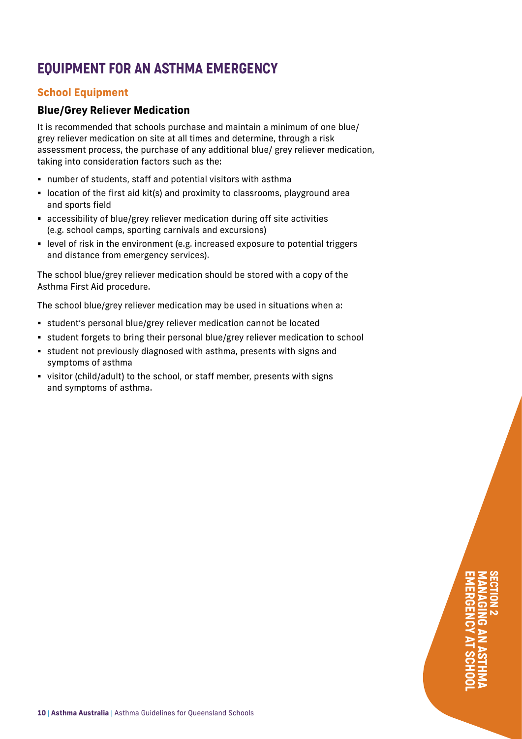# EQUIPMENT FOR AN ASTHMA EMERGENCY

## School Equipment

### Blue/Grey Reliever Medication

It is recommended that schools purchase and maintain a minimum of one blue/ grey reliever medication on site at all times and determine, through a risk assessment process, the purchase of any additional blue/ grey reliever medication, taking into consideration factors such as the:

- number of students, staff and potential visitors with asthma
- location of the first aid kit(s) and proximity to classrooms, playground area and sports field
- accessibility of blue/grey reliever medication during off site activities (e.g. school camps, sporting carnivals and excursions)
- level of risk in the environment (e.g. increased exposure to potential triggers and distance from emergency services).

The school blue/grey reliever medication should be stored with a copy of the Asthma First Aid procedure.

The school blue/grey reliever medication may be used in situations when a:

- student's personal blue/grey reliever medication cannot be located
- student forgets to bring their personal blue/grey reliever medication to school
- student not previously diagnosed with asthma, presents with signs and symptoms of asthma
- visitor (child/adult) to the school, or staff member, presents with signs and symptoms of asthma.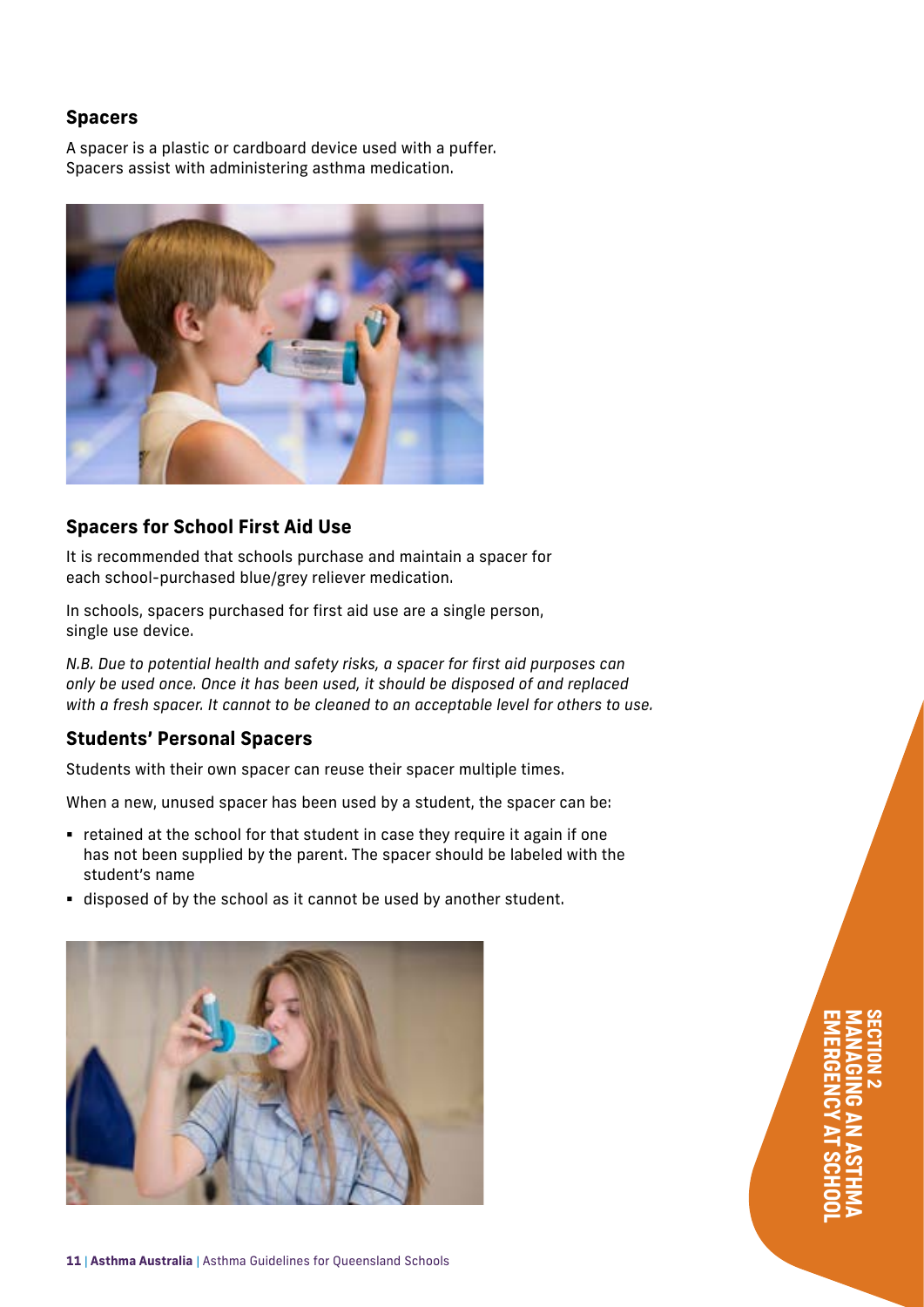## Spacers

A spacer is a plastic or cardboard device used with a puffer. Spacers assist with administering asthma medication.

## Spacers for School First Aid Use

It is recommended that schools purchase and maintain a spacer for each school-purchased blue/grey reliever medication.

In schools, spacers purchased for first aid use are a single person, single use device.

*N.B. Due to potential health and safety risks, a spacer for first aid purposes can only be used once. Once it has been used, it should be disposed of and replaced with a fresh spacer. It cannot to be cleaned to an acceptable level for others to use.*

## Students' Personal Spacers

Students with their own spacer can reuse their spacer multiple times.

When a new, unused spacer has been used by a student, the spacer can be:

- retained at the school for that student in case they require it again if one has not been supplied by the parent. The spacer should be labeled with the student's name
- disposed of by the school as it cannot be used by another student.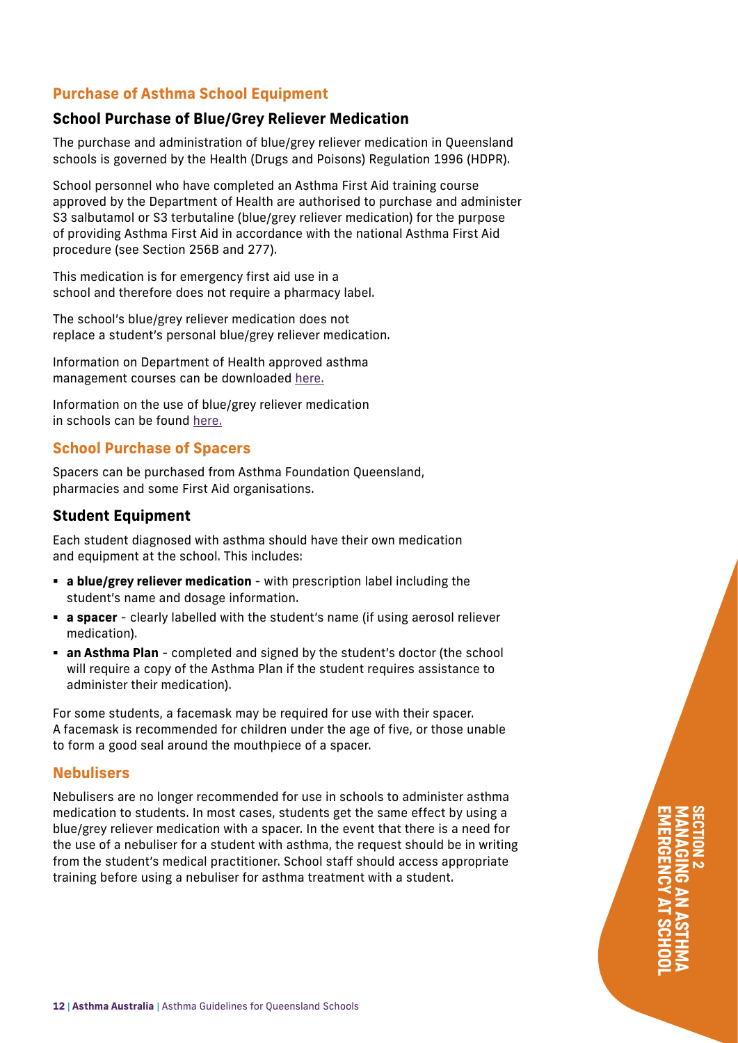## Purchase of Asthma School Equipment

### School Purchase of Blue/Grey Reliever Medication

The purchase and administration of blue/grey reliever medication in Queensland schools is governed by the Health (Drugs and Poisons) Regulation 1996 (HDPR).

School personnel who have completed an Asthma First Aid training course approved by the Department of Health are authorised to purchase and administer S3 salbutamol or S3 terbutaline (blue/grey reliever medication) for the purpose of providing Asthma First Aid in accordance with the national Asthma First Aid procedure (see Section 256B and 277).

This medication is for emergency first aid use in a school and therefore does not require a pharmacy label.

The school's blue/grey reliever medication does not replace a student's personal blue/grey reliever medication.

Information on Department of Health approved asthma management courses can be downloaded here.

Information on the use of blue/grey reliever medication in schools can be found here.

### School Purchase of Spacers

Spacers can be purchased from Asthma Foundation Queensland, pharmacies and some First Aid organisations.

### Student Equipment

Each student diagnosed with asthma should have their own medication and equipment at the school. This includes:

- **a blue/grey reliever medication** - with prescription label including the student's name and dosage information.
- **a spacer** - clearly labelled with the student's name (if using aerosol reliever medication).
- **an Asthma Plan** - completed and signed by the student's doctor (the school will require a copy of the Asthma Plan if the student requires assistance to administer their medication).

For some students, a facemask may be required for use with their spacer. A facemask is recommended for children under the age of five, or those unable to form a good seal around the mouthpiece of a spacer.

### Nebulisers

Nebulisers are no longer recommended for use in schools to administer asthma medication to students. In most cases, students get the same effect by using a blue/grey reliever medication with a spacer. In the event that there is a need for the use of a nebuliser for a student with asthma, the request should be in writing from the student's medical practitioner. School staff should access appropriate training before using a nebuliser for asthma treatment with a student.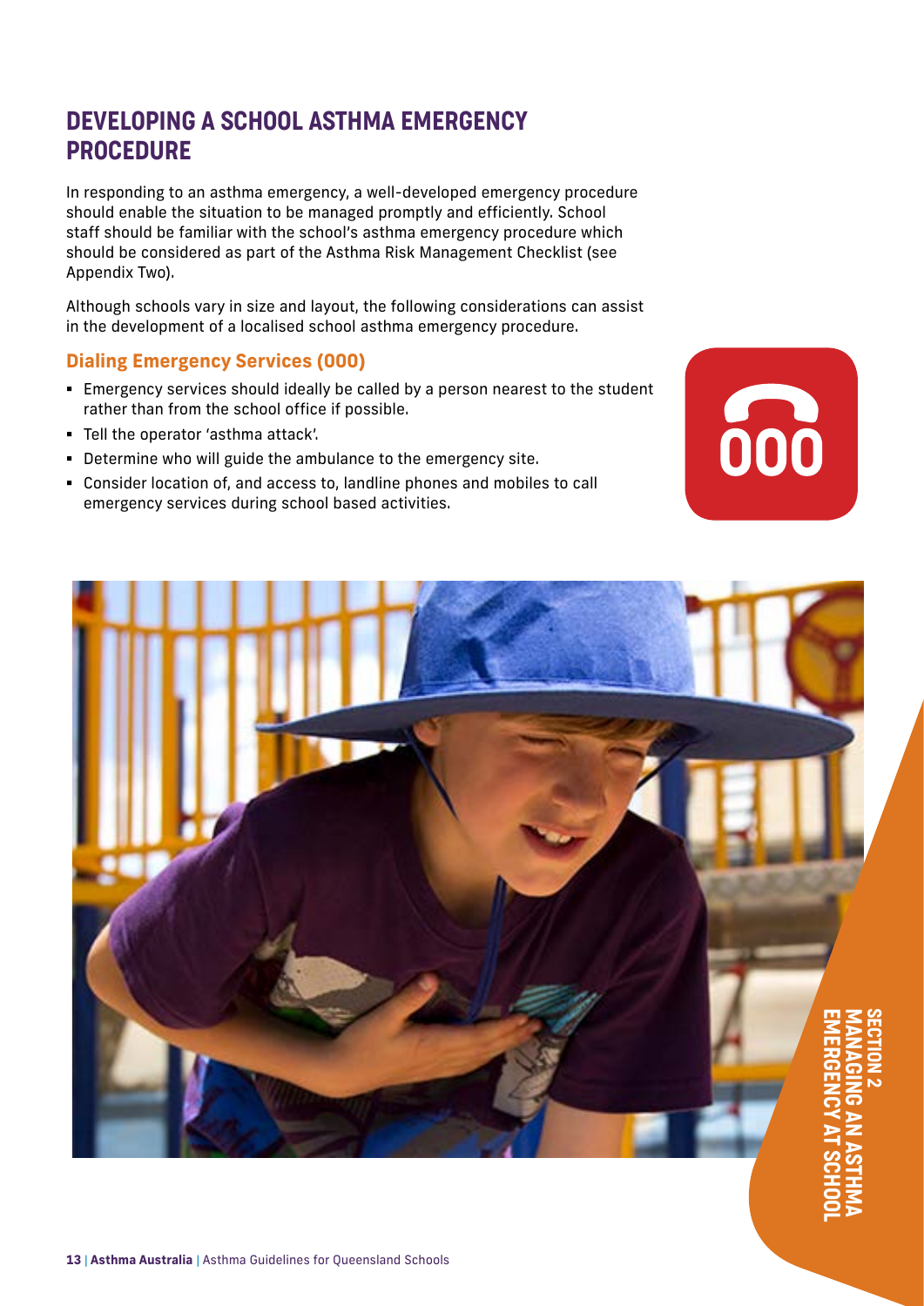## DEVELOPING A SCHOOL ASTHMA EMERGENCY PROCEDURE

In responding to an asthma emergency, a well-developed emergency procedure should enable the situation to be managed promptly and efficiently. School staff should be familiar with the school's asthma emergency procedure which should be considered as part of the Asthma Risk Management Checklist (see Appendix Two).

Although schools vary in size and layout, the following considerations can assist in the development of a localised school asthma emergency procedure.

### Dialing Emergency Services (000)

- Emergency services should ideally be called by a person nearest to the student rather than from the school office if possible.
- Tell the operator 'asthma attack'.
- Determine who will guide the ambulance to the emergency site.
- Consider location of, and access to, landline phones and mobiles to call emergency services during school based activities.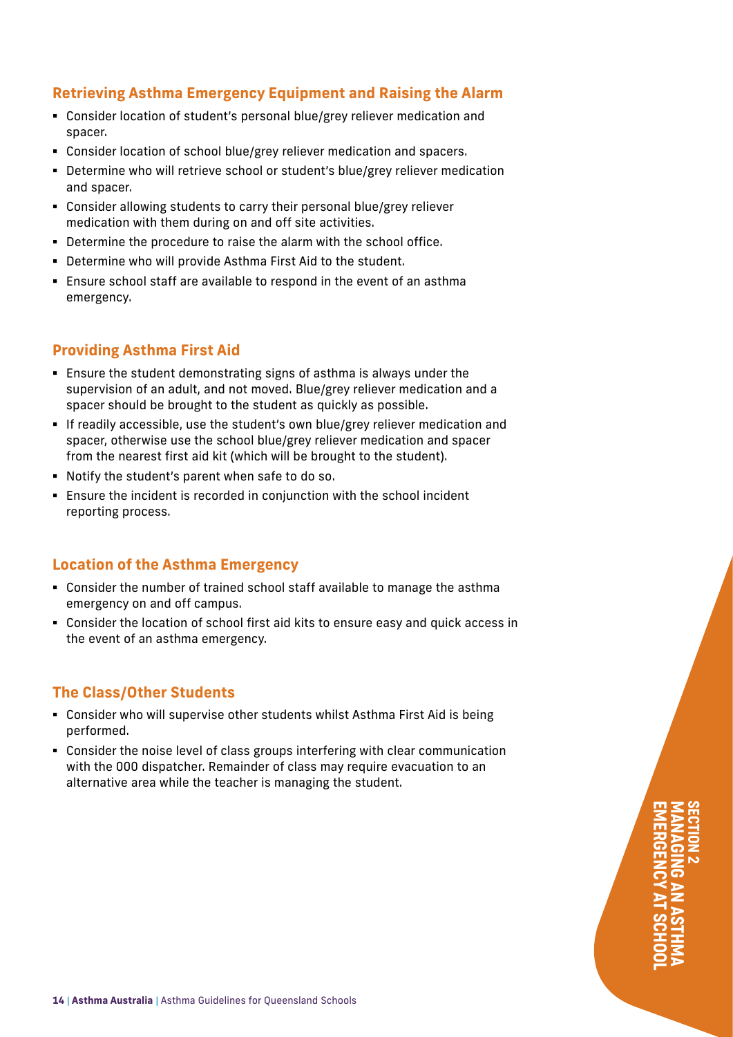### Retrieving Asthma Emergency Equipment and Raising the Alarm

- Consider location of student's personal blue/grey reliever medication and spacer.
- Consider location of school blue/grey reliever medication and spacers.
- Determine who will retrieve school or student's blue/grey reliever medication and spacer.
- Consider allowing students to carry their personal blue/grey reliever medication with them during on and off site activities.
- Determine the procedure to raise the alarm with the school office.
- Determine who will provide Asthma First Aid to the student.
- Ensure school staff are available to respond in the event of an asthma emergency.

### Providing Asthma First Aid

- Ensure the student demonstrating signs of asthma is always under the supervision of an adult, and not moved. Blue/grey reliever medication and a spacer should be brought to the student as quickly as possible.
- If readily accessible, use the student's own blue/grey reliever medication and spacer, otherwise use the school blue/grey reliever medication and spacer from the nearest first aid kit (which will be brought to the student).
- Notify the student's parent when safe to do so.
- Ensure the incident is recorded in conjunction with the school incident reporting process.

### Location of the Asthma Emergency

- Consider the number of trained school staff available to manage the asthma emergency on and off campus.
- Consider the location of school first aid kits to ensure easy and quick access in the event of an asthma emergency.

### The Class/Other Students

- Consider who will supervise other students whilst Asthma First Aid is being performed.
- Consider the noise level of class groups interfering with clear communication with the 000 dispatcher. Remainder of class may require evacuation to an alternative area while the teacher is managing the student.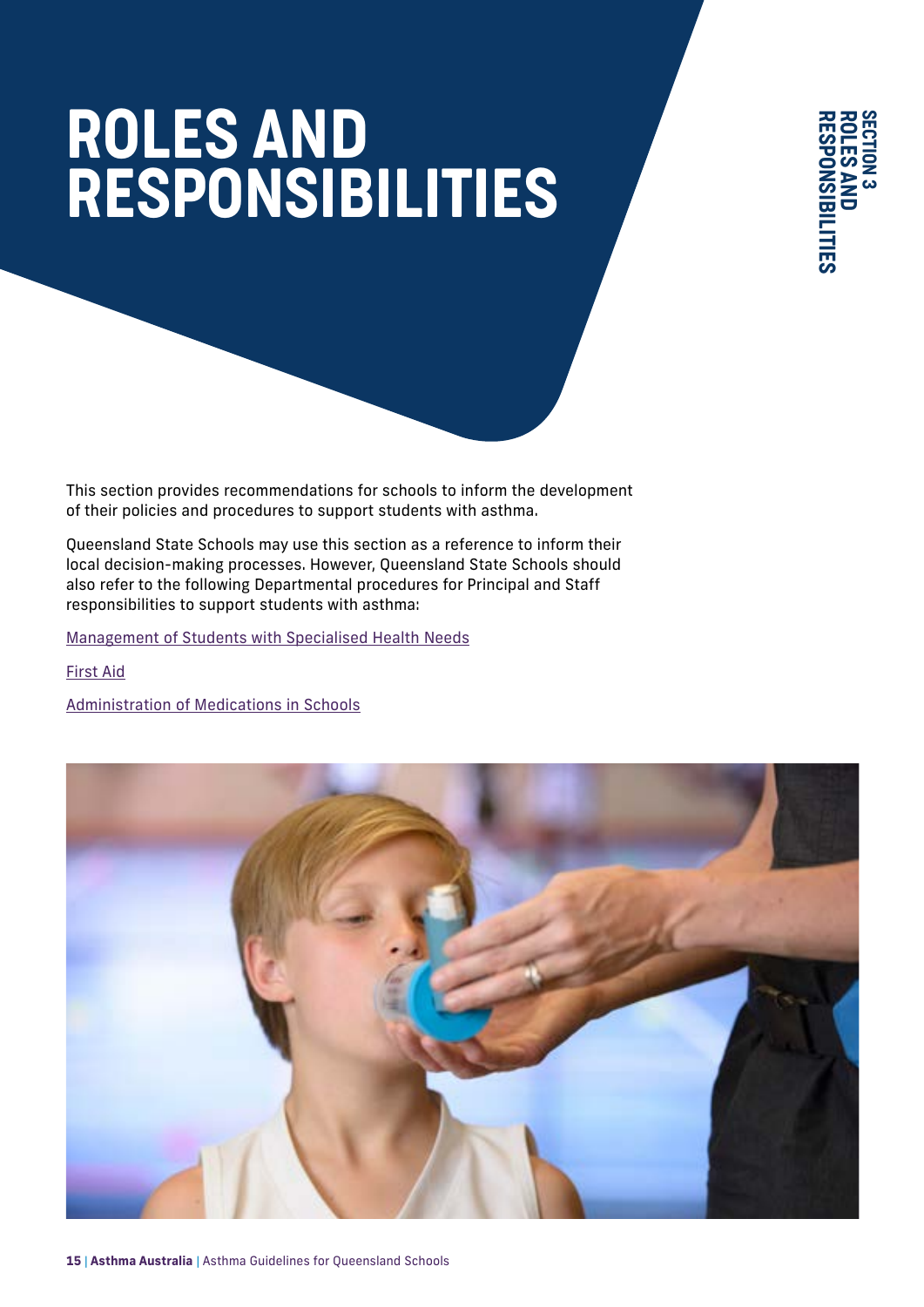# ROLES AND RESPONSIBILITIES

This section provides recommendations for schools to inform the development of their policies and procedures to support students with asthma.

Queensland State Schools may use this section as a reference to inform their local decision-making processes. However, Queensland State Schools should also refer to the following Departmental procedures for Principal and Staff responsibilities to support students with asthma:

Management of Students with Specialised Health Needs

First Aid

Administration of Medications in Schools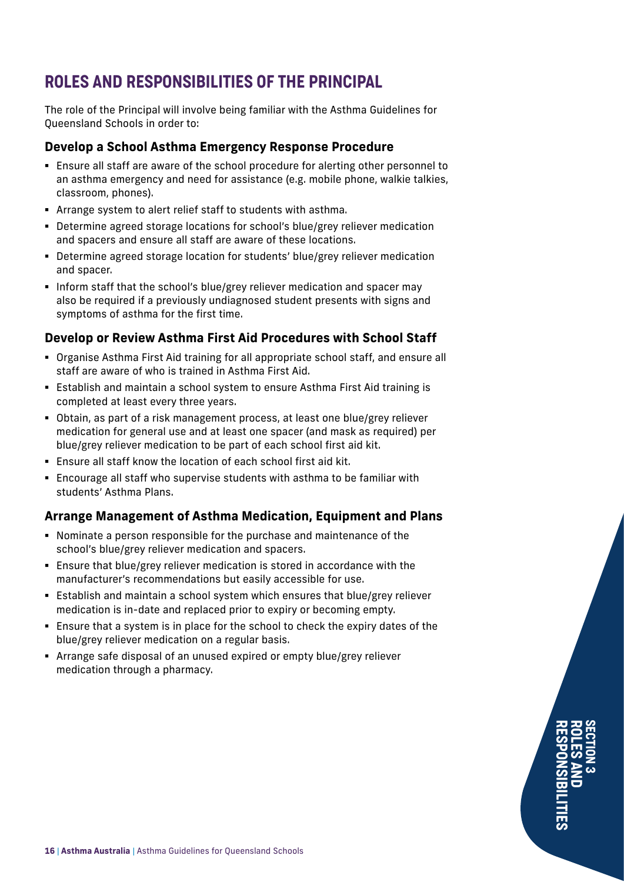# ROLES AND RESPONSIBILITIES OF THE PRINCIPAL

The role of the Principal will involve being familiar with the Asthma Guidelines for Queensland Schools in order to:

### Develop a School Asthma Emergency Response Procedure

- Ensure all staff are aware of the school procedure for alerting other personnel to an asthma emergency and need for assistance (e.g. mobile phone, walkie talkies, classroom, phones).
- Arrange system to alert relief staff to students with asthma.
- Determine agreed storage locations for school's blue/grey reliever medication and spacers and ensure all staff are aware of these locations.
- Determine agreed storage location for students' blue/grey reliever medication and spacer.
- Inform staff that the school's blue/grey reliever medication and spacer may also be required if a previously undiagnosed student presents with signs and symptoms of asthma for the first time.

### Develop or Review Asthma First Aid Procedures with School Staff

- Organise Asthma First Aid training for all appropriate school staff, and ensure all staff are aware of who is trained in Asthma First Aid.
- Establish and maintain a school system to ensure Asthma First Aid training is completed at least every three years.
- Obtain, as part of a risk management process, at least one blue/grey reliever medication for general use and at least one spacer (and mask as required) per blue/grey reliever medication to be part of each school first aid kit.
- Ensure all staff know the location of each school first aid kit.
- Encourage all staff who supervise students with asthma to be familiar with students' Asthma Plans.

### Arrange Management of Asthma Medication, Equipment and Plans

- Nominate a person responsible for the purchase and maintenance of the school's blue/grey reliever medication and spacers.
- Ensure that blue/grey reliever medication is stored in accordance with the manufacturer's recommendations but easily accessible for use.
- Establish and maintain a school system which ensures that blue/grey reliever medication is in-date and replaced prior to expiry or becoming empty.
- Ensure that a system is in place for the school to check the expiry dates of the blue/grey reliever medication on a regular basis.
- Arrange safe disposal of an unused expired or empty blue/grey reliever medication through a pharmacy.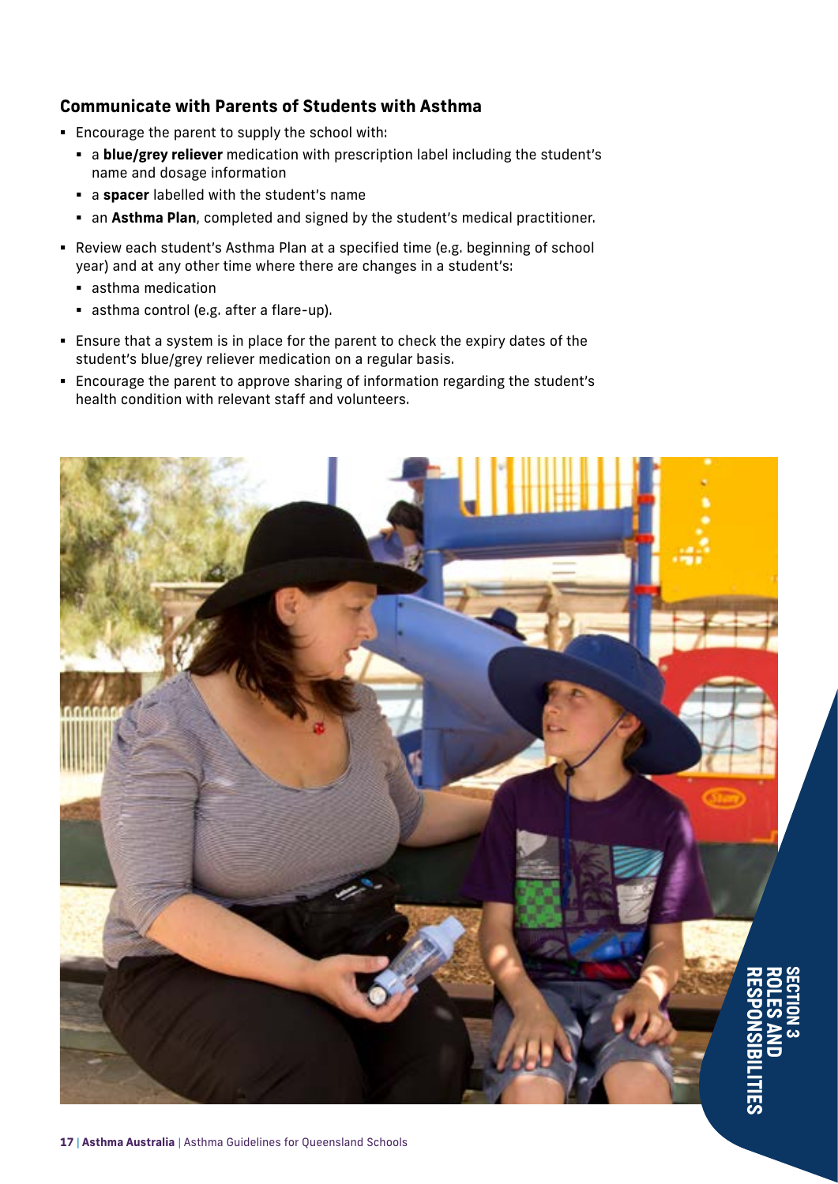### Communicate with Parents of Students with Asthma

- Encourage the parent to supply the school with:
  - a **blue/grey reliever** medication with prescription label including the student's name and dosage information
  - a **spacer** labelled with the student's name
  - an **Asthma Plan**, completed and signed by the student's medical practitioner.
- Review each student's Asthma Plan at a specified time (e.g. beginning of school year) and at any other time where there are changes in a student's:
  - asthma medication
  - asthma control (e.g. after a flare-up).
- Ensure that a system is in place for the parent to check the expiry dates of the student's blue/grey reliever medication on a regular basis.
- Encourage the parent to approve sharing of information regarding the student's health condition with relevant staff and volunteers.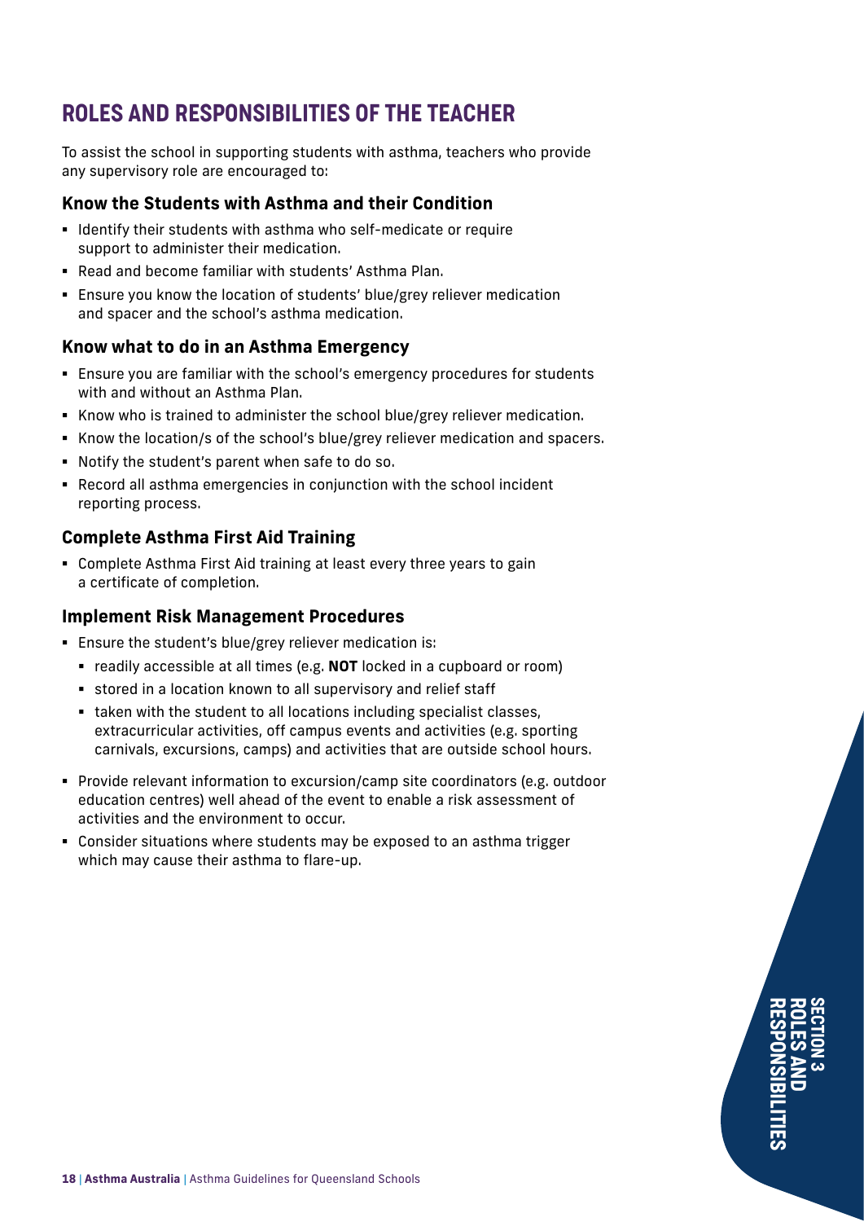# ROLES AND RESPONSIBILITIES OF THE TEACHER

To assist the school in supporting students with asthma, teachers who provide any supervisory role are encouraged to:

### Know the Students with Asthma and their Condition

- Identify their students with asthma who self-medicate or require support to administer their medication.
- Read and become familiar with students' Asthma Plan.
- Ensure you know the location of students' blue/grey reliever medication and spacer and the school's asthma medication.

### Know what to do in an Asthma Emergency

- Ensure you are familiar with the school's emergency procedures for students with and without an Asthma Plan.
- Know who is trained to administer the school blue/grey reliever medication.
- Know the location/s of the school's blue/grey reliever medication and spacers.
- Notify the student's parent when safe to do so.
- Record all asthma emergencies in conjunction with the school incident reporting process.

### Complete Asthma First Aid Training

- Complete Asthma First Aid training at least every three years to gain a certificate of completion.

### Implement Risk Management Procedures

- Ensure the student's blue/grey reliever medication is:
  - readily accessible at all times (e.g. **NOT** locked in a cupboard or room)
  - stored in a location known to all supervisory and relief staff
  - taken with the student to all locations including specialist classes, extracurricular activities, off campus events and activities (e.g. sporting carnivals, excursions, camps) and activities that are outside school hours.
- Provide relevant information to excursion/camp site coordinators (e.g. outdoor education centres) well ahead of the event to enable a risk assessment of activities and the environment to occur.
- Consider situations where students may be exposed to an asthma trigger which may cause their asthma to flare-up.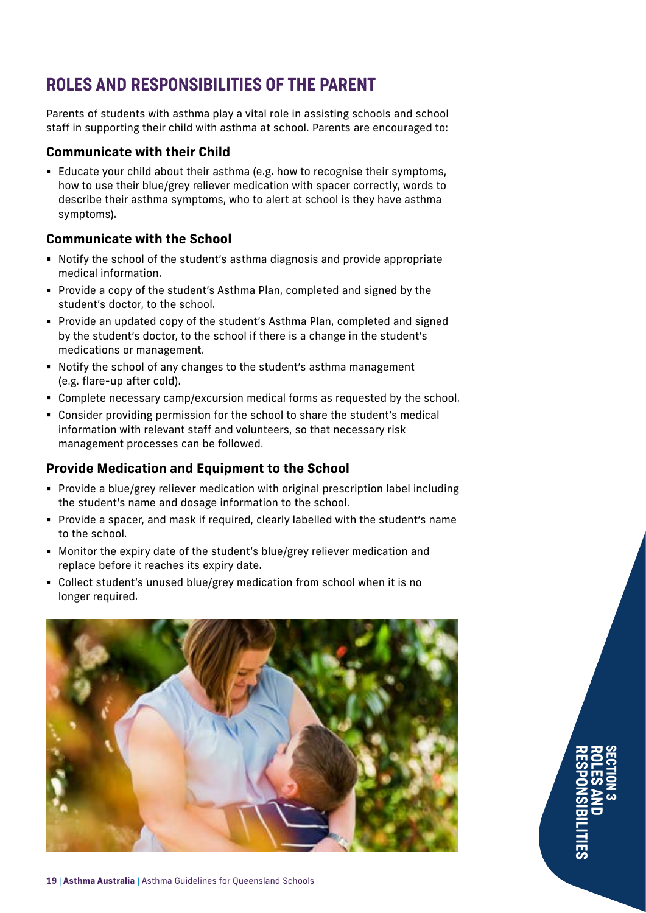## ROLES AND RESPONSIBILITIES OF THE PARENT

Parents of students with asthma play a vital role in assisting schools and school staff in supporting their child with asthma at school. Parents are encouraged to:

### Communicate with their Child

- Educate your child about their asthma (e.g. how to recognise their symptoms, how to use their blue/grey reliever medication with spacer correctly, words to describe their asthma symptoms, who to alert at school is they have asthma symptoms).

### Communicate with the School

- Notify the school of the student's asthma diagnosis and provide appropriate medical information.
- Provide a copy of the student's Asthma Plan, completed and signed by the student's doctor, to the school.
- Provide an updated copy of the student's Asthma Plan, completed and signed by the student's doctor, to the school if there is a change in the student's medications or management.
- Notify the school of any changes to the student's asthma management (e.g. flare-up after cold).
- Complete necessary camp/excursion medical forms as requested by the school.
- Consider providing permission for the school to share the student's medical information with relevant staff and volunteers, so that necessary risk management processes can be followed.

### Provide Medication and Equipment to the School

- Provide a blue/grey reliever medication with original prescription label including the student's name and dosage information to the school.
- Provide a spacer, and mask if required, clearly labelled with the student's name to the school.
- Monitor the expiry date of the student's blue/grey reliever medication and replace before it reaches its expiry date.
- Collect student's unused blue/grey medication from school when it is no longer required.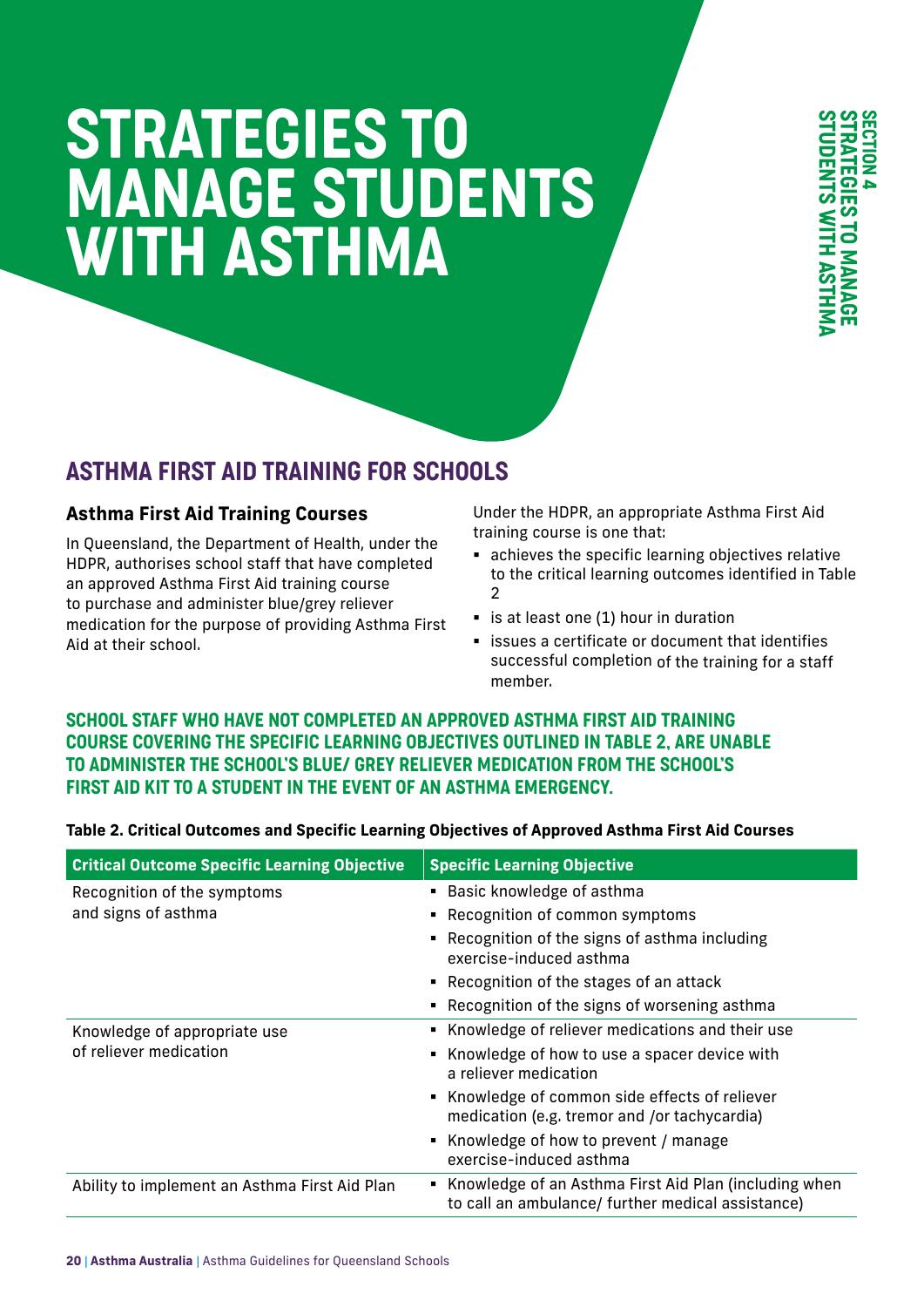# STRATEGIES TO MANAGE STUDENTS WITH ASTHMA

## ASTHMA FIRST AID TRAINING FOR SCHOOLS

### Asthma First Aid Training Courses

In Queensland, the Department of Health, under the HDPR, authorises school staff that have completed an approved Asthma First Aid training course to purchase and administer blue/grey reliever medication for the purpose of providing Asthma First Aid at their school.

Under the HDPR, an appropriate Asthma First Aid training course is one that:

- achieves the specific learning objectives relative to the critical learning outcomes identified in Table 2
- is at least one (1) hour in duration
- issues a certificate or document that identifies successful completion of the training for a staff member.

**SCHOOL STAFF WHO HAVE NOT COMPLETED AN APPROVED ASTHMA FIRST AID TRAINING COURSE COVERING THE SPECIFIC LEARNING OBJECTIVES OUTLINED IN TABLE 2, ARE UNABLE TO ADMINISTER THE SCHOOL'S BLUE/ GREY RELIEVER MEDICATION FROM THE SCHOOL'S FIRST AID KIT TO A STUDENT IN THE EVENT OF AN ASTHMA EMERGENCY.**

**Table 2. Critical Outcomes and Specific Learning Objectives of Approved Asthma First Aid Courses**

| Critical Outcome Specific Learning Objective | Specific Learning Objective |
|---|---|
| Recognition of the symptoms and signs of asthma | ▪ Basic knowledge of asthma<br>▪ Recognition of common symptoms<br>▪ Recognition of the signs of asthma including exercise-induced asthma<br>▪ Recognition of the stages of an attack<br>▪ Recognition of the signs of worsening asthma |
| Knowledge of appropriate use of reliever medication | ▪ Knowledge of reliever medications and their use<br>▪ Knowledge of how to use a spacer device with a reliever medication<br>▪ Knowledge of common side effects of reliever medication (e.g. tremor and /or tachycardia)<br>▪ Knowledge of how to prevent / manage exercise-induced asthma |
| Ability to implement an Asthma First Aid Plan | ▪ Knowledge of an Asthma First Aid Plan (including when to call an ambulance/ further medical assistance) |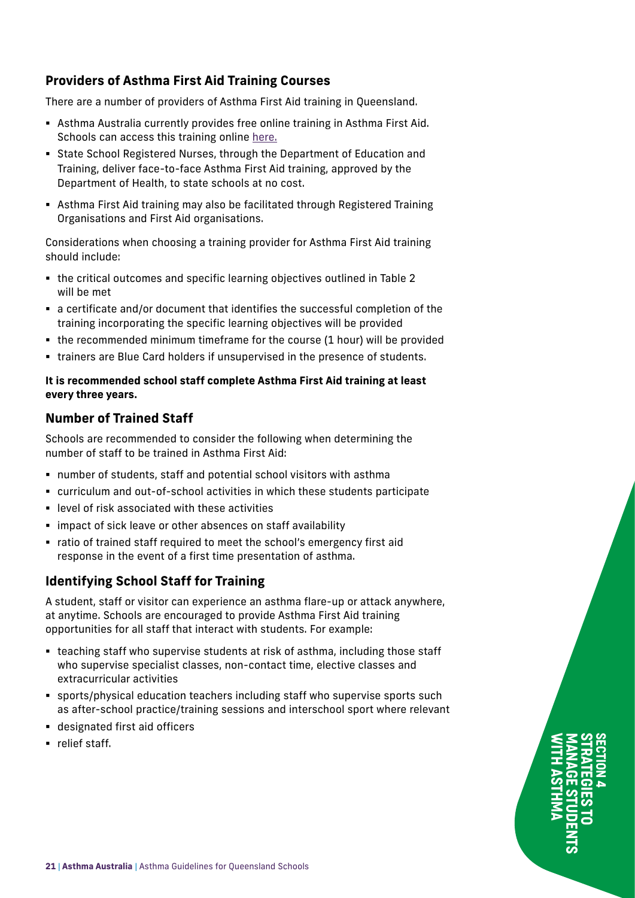## Providers of Asthma First Aid Training Courses

There are a number of providers of Asthma First Aid training in Queensland.

- Asthma Australia currently provides free online training in Asthma First Aid. Schools can access this training online here.
- State School Registered Nurses, through the Department of Education and Training, deliver face-to-face Asthma First Aid training, approved by the Department of Health, to state schools at no cost.
- Asthma First Aid training may also be facilitated through Registered Training Organisations and First Aid organisations.

Considerations when choosing a training provider for Asthma First Aid training should include:

- the critical outcomes and specific learning objectives outlined in Table 2 will be met
- a certificate and/or document that identifies the successful completion of the training incorporating the specific learning objectives will be provided
- the recommended minimum timeframe for the course (1 hour) will be provided
- trainers are Blue Card holders if unsupervised in the presence of students.

**It is recommended school staff complete Asthma First Aid training at least every three years.**

## Number of Trained Staff

Schools are recommended to consider the following when determining the number of staff to be trained in Asthma First Aid:

- number of students, staff and potential school visitors with asthma
- curriculum and out-of-school activities in which these students participate
- level of risk associated with these activities
- impact of sick leave or other absences on staff availability
- ratio of trained staff required to meet the school's emergency first aid response in the event of a first time presentation of asthma.

## Identifying School Staff for Training

A student, staff or visitor can experience an asthma flare-up or attack anywhere, at anytime. Schools are encouraged to provide Asthma First Aid training opportunities for all staff that interact with students. For example:

- teaching staff who supervise students at risk of asthma, including those staff who supervise specialist classes, non-contact time, elective classes and extracurricular activities
- sports/physical education teachers including staff who supervise sports such as after-school practice/training sessions and interschool sport where relevant
- designated first aid officers
- relief staff.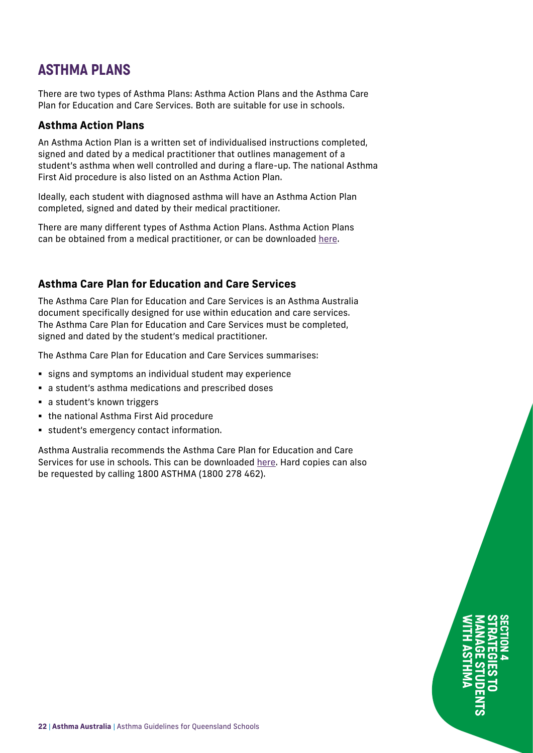# ASTHMA PLANS

There are two types of Asthma Plans: Asthma Action Plans and the Asthma Care Plan for Education and Care Services. Both are suitable for use in schools.

## Asthma Action Plans

An Asthma Action Plan is a written set of individualised instructions completed, signed and dated by a medical practitioner that outlines management of a student's asthma when well controlled and during a flare-up. The national Asthma First Aid procedure is also listed on an Asthma Action Plan.

Ideally, each student with diagnosed asthma will have an Asthma Action Plan completed, signed and dated by their medical practitioner.

There are many different types of Asthma Action Plans. Asthma Action Plans can be obtained from a medical practitioner, or can be downloaded here.

## Asthma Care Plan for Education and Care Services

The Asthma Care Plan for Education and Care Services is an Asthma Australia document specifically designed for use within education and care services. The Asthma Care Plan for Education and Care Services must be completed, signed and dated by the student's medical practitioner.

The Asthma Care Plan for Education and Care Services summarises:

- signs and symptoms an individual student may experience
- a student's asthma medications and prescribed doses
- a student's known triggers
- the national Asthma First Aid procedure
- student's emergency contact information.

Asthma Australia recommends the Asthma Care Plan for Education and Care Services for use in schools. This can be downloaded here. Hard copies can also be requested by calling 1800 ASTHMA (1800 278 462).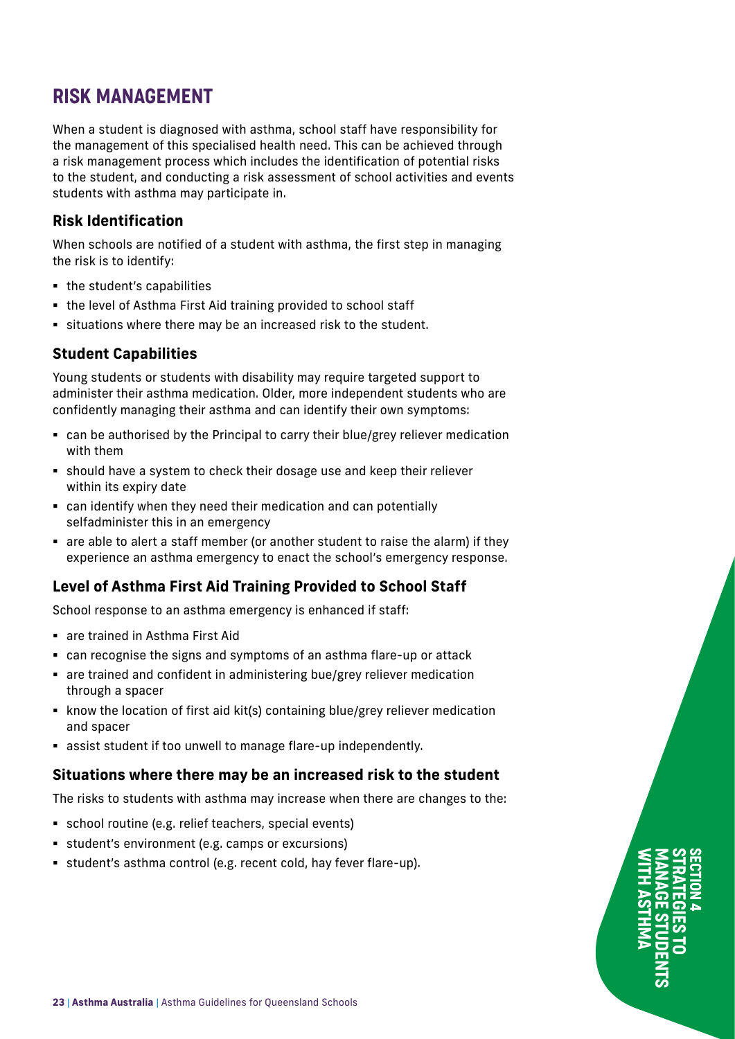## RISK MANAGEMENT

When a student is diagnosed with asthma, school staff have responsibility for the management of this specialised health need. This can be achieved through a risk management process which includes the identification of potential risks to the student, and conducting a risk assessment of school activities and events students with asthma may participate in.

### Risk Identification

When schools are notified of a student with asthma, the first step in managing the risk is to identify:

- the student's capabilities
- the level of Asthma First Aid training provided to school staff
- situations where there may be an increased risk to the student.

### Student Capabilities

Young students or students with disability may require targeted support to administer their asthma medication. Older, more independent students who are confidently managing their asthma and can identify their own symptoms:

- can be authorised by the Principal to carry their blue/grey reliever medication with them
- should have a system to check their dosage use and keep their reliever within its expiry date
- can identify when they need their medication and can potentially selfadminister this in an emergency
- are able to alert a staff member (or another student to raise the alarm) if they experience an asthma emergency to enact the school's emergency response.

### Level of Asthma First Aid Training Provided to School Staff

School response to an asthma emergency is enhanced if staff:

- are trained in Asthma First Aid
- can recognise the signs and symptoms of an asthma flare-up or attack
- are trained and confident in administering bue/grey reliever medication through a spacer
- know the location of first aid kit(s) containing blue/grey reliever medication and spacer
- assist student if too unwell to manage flare-up independently.

### Situations where there may be an increased risk to the student

The risks to students with asthma may increase when there are changes to the:

- school routine (e.g. relief teachers, special events)
- student's environment (e.g. camps or excursions)
- student's asthma control (e.g. recent cold, hay fever flare-up).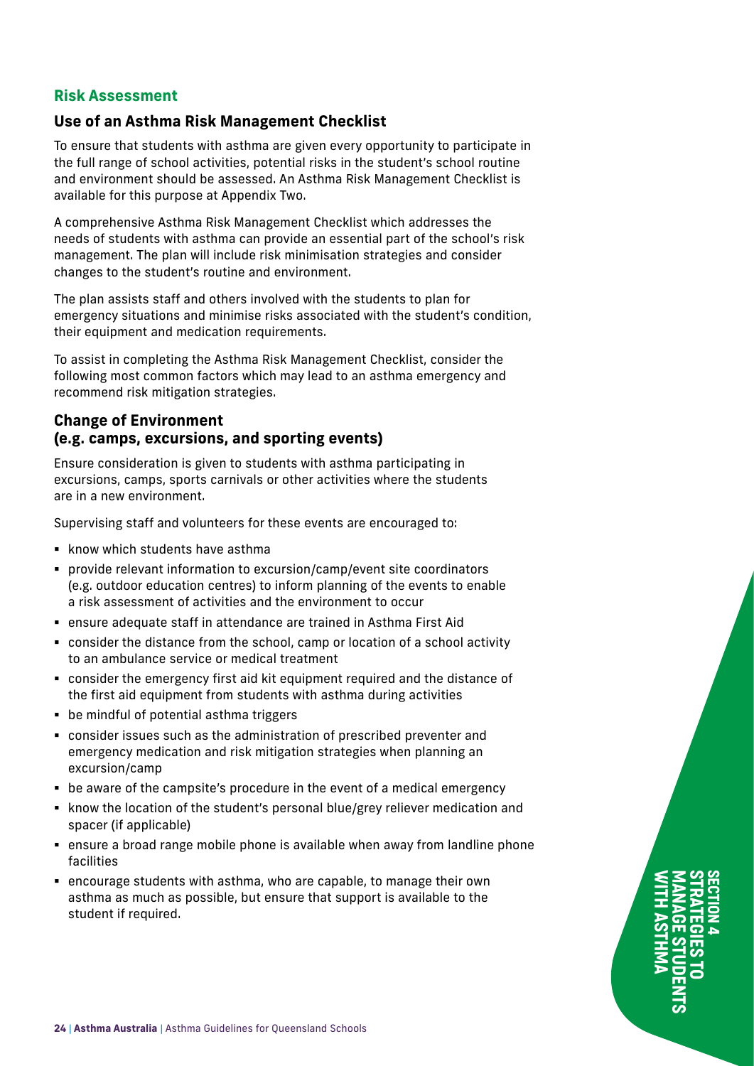## Risk Assessment

### Use of an Asthma Risk Management Checklist

To ensure that students with asthma are given every opportunity to participate in the full range of school activities, potential risks in the student's school routine and environment should be assessed. An Asthma Risk Management Checklist is available for this purpose at Appendix Two.

A comprehensive Asthma Risk Management Checklist which addresses the needs of students with asthma can provide an essential part of the school's risk management. The plan will include risk minimisation strategies and consider changes to the student's routine and environment.

The plan assists staff and others involved with the students to plan for emergency situations and minimise risks associated with the student's condition, their equipment and medication requirements.

To assist in completing the Asthma Risk Management Checklist, consider the following most common factors which may lead to an asthma emergency and recommend risk mitigation strategies.

### Change of Environment (e.g. camps, excursions, and sporting events)

Ensure consideration is given to students with asthma participating in excursions, camps, sports carnivals or other activities where the students are in a new environment.

Supervising staff and volunteers for these events are encouraged to:

- know which students have asthma
- provide relevant information to excursion/camp/event site coordinators (e.g. outdoor education centres) to inform planning of the events to enable a risk assessment of activities and the environment to occur
- ensure adequate staff in attendance are trained in Asthma First Aid
- consider the distance from the school, camp or location of a school activity to an ambulance service or medical treatment
- consider the emergency first aid kit equipment required and the distance of the first aid equipment from students with asthma during activities
- be mindful of potential asthma triggers
- consider issues such as the administration of prescribed preventer and emergency medication and risk mitigation strategies when planning an excursion/camp
- be aware of the campsite's procedure in the event of a medical emergency
- know the location of the student's personal blue/grey reliever medication and spacer (if applicable)
- ensure a broad range mobile phone is available when away from landline phone facilities
- encourage students with asthma, who are capable, to manage their own asthma as much as possible, but ensure that support is available to the student if required.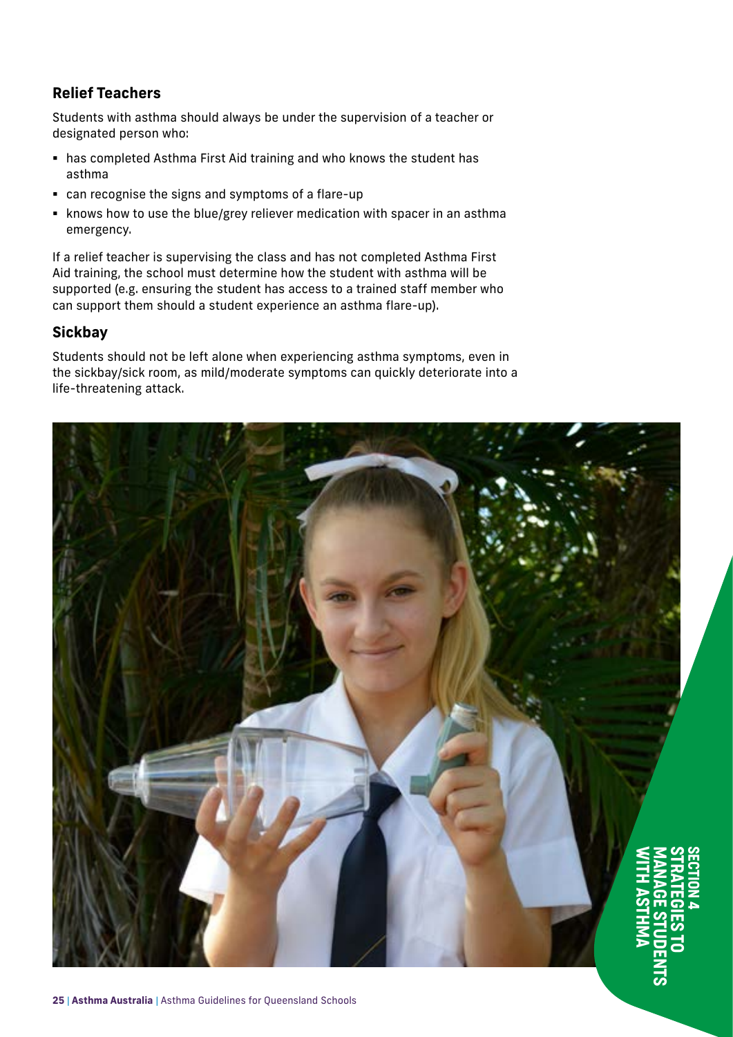## Relief Teachers

Students with asthma should always be under the supervision of a teacher or designated person who:

- has completed Asthma First Aid training and who knows the student has asthma
- can recognise the signs and symptoms of a flare-up
- knows how to use the blue/grey reliever medication with spacer in an asthma emergency.

If a relief teacher is supervising the class and has not completed Asthma First Aid training, the school must determine how the student with asthma will be supported (e.g. ensuring the student has access to a trained staff member who can support them should a student experience an asthma flare-up).

## Sickbay

Students should not be left alone when experiencing asthma symptoms, even in the sickbay/sick room, as mild/moderate symptoms can quickly deteriorate into a life-threatening attack.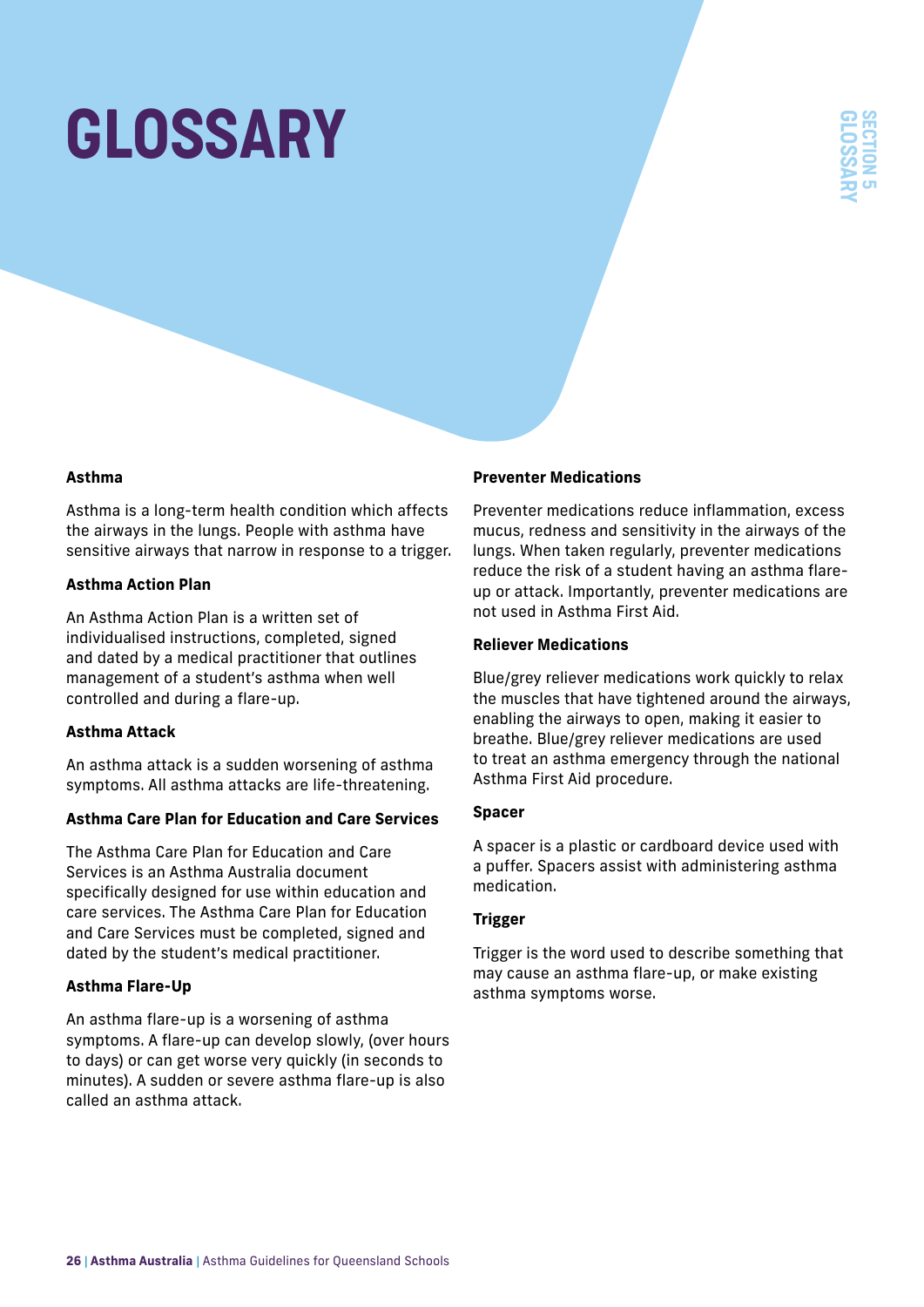# GLOSSARY

### Asthma

Asthma is a long-term health condition which affects the airways in the lungs. People with asthma have sensitive airways that narrow in response to a trigger.

### Asthma Action Plan

An Asthma Action Plan is a written set of individualised instructions, completed, signed and dated by a medical practitioner that outlines management of a student's asthma when well controlled and during a flare-up.

### Asthma Attack

An asthma attack is a sudden worsening of asthma symptoms. All asthma attacks are life-threatening.

### Asthma Care Plan for Education and Care Services

The Asthma Care Plan for Education and Care Services is an Asthma Australia document specifically designed for use within education and care services. The Asthma Care Plan for Education and Care Services must be completed, signed and dated by the student's medical practitioner.

### Asthma Flare-Up

An asthma flare-up is a worsening of asthma symptoms. A flare-up can develop slowly, (over hours to days) or can get worse very quickly (in seconds to minutes). A sudden or severe asthma flare-up is also called an asthma attack.

### Preventer Medications

Preventer medications reduce inflammation, excess mucus, redness and sensitivity in the airways of the lungs. When taken regularly, preventer medications reduce the risk of a student having an asthma flare-up or attack. Importantly, preventer medications are not used in Asthma First Aid.

### Reliever Medications

Blue/grey reliever medications work quickly to relax the muscles that have tightened around the airways, enabling the airways to open, making it easier to breathe. Blue/grey reliever medications are used to treat an asthma emergency through the national Asthma First Aid procedure.

### Spacer

A spacer is a plastic or cardboard device used with a puffer. Spacers assist with administering asthma medication.

### Trigger

Trigger is the word used to describe something that may cause an asthma flare-up, or make existing asthma symptoms worse.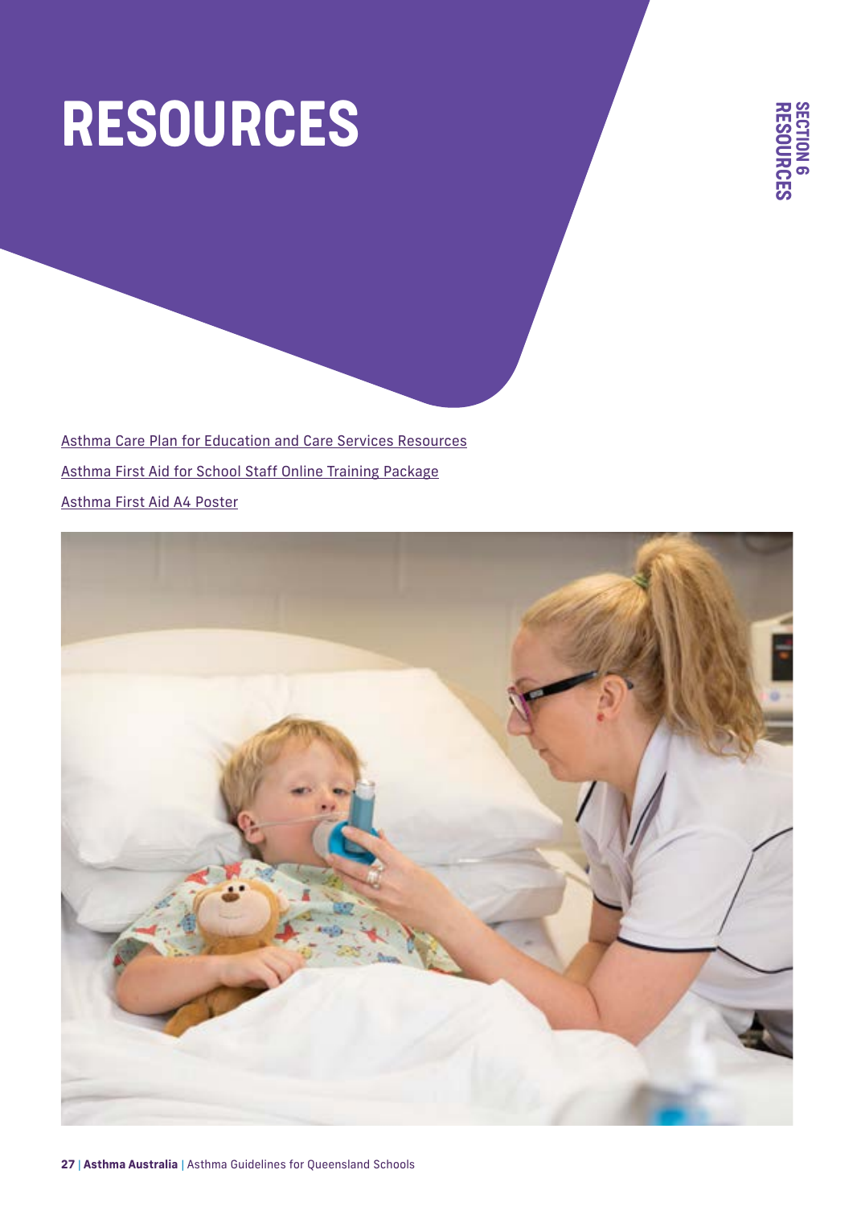# RESOURCES

Asthma Care Plan for Education and Care Services Resources

Asthma First Aid for School Staff Online Training Package

Asthma First Aid A4 Poster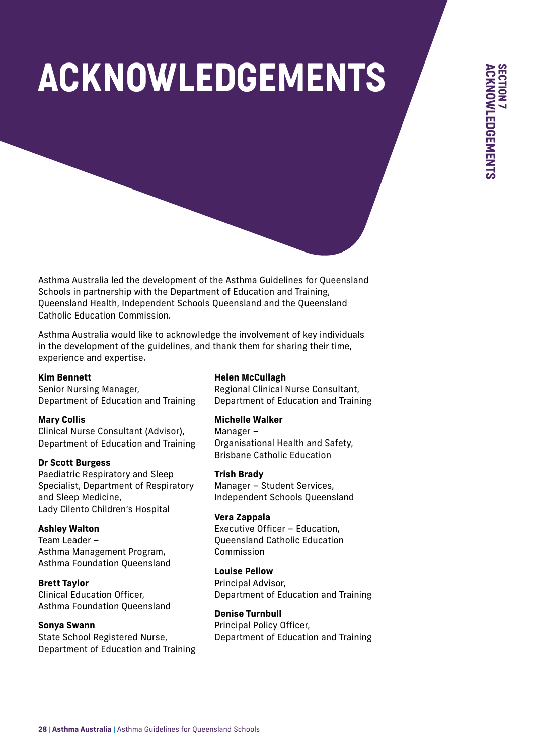# ACKNOWLEDGEMENTS

Asthma Australia led the development of the Asthma Guidelines for Queensland Schools in partnership with the Department of Education and Training, Queensland Health, Independent Schools Queensland and the Queensland Catholic Education Commission.

Asthma Australia would like to acknowledge the involvement of key individuals in the development of the guidelines, and thank them for sharing their time, experience and expertise.

**Kim Bennett**
Senior Nursing Manager,
Department of Education and Training

**Mary Collis**
Clinical Nurse Consultant (Advisor),
Department of Education and Training

**Dr Scott Burgess**
Paediatric Respiratory and Sleep Specialist, Department of Respiratory and Sleep Medicine,
Lady Cilento Children's Hospital

**Ashley Walton**
Team Leader –
Asthma Management Program,
Asthma Foundation Queensland

**Brett Taylor**
Clinical Education Officer,
Asthma Foundation Queensland

**Sonya Swann**
State School Registered Nurse,
Department of Education and Training

**Helen McCullagh**
Regional Clinical Nurse Consultant,
Department of Education and Training

**Michelle Walker**
Manager –
Organisational Health and Safety,
Brisbane Catholic Education

**Trish Brady**
Manager – Student Services,
Independent Schools Queensland

**Vera Zappala**
Executive Officer – Education,
Queensland Catholic Education Commission

**Louise Pellow**
Principal Advisor,
Department of Education and Training

**Denise Turnbull**
Principal Policy Officer,
Department of Education and Training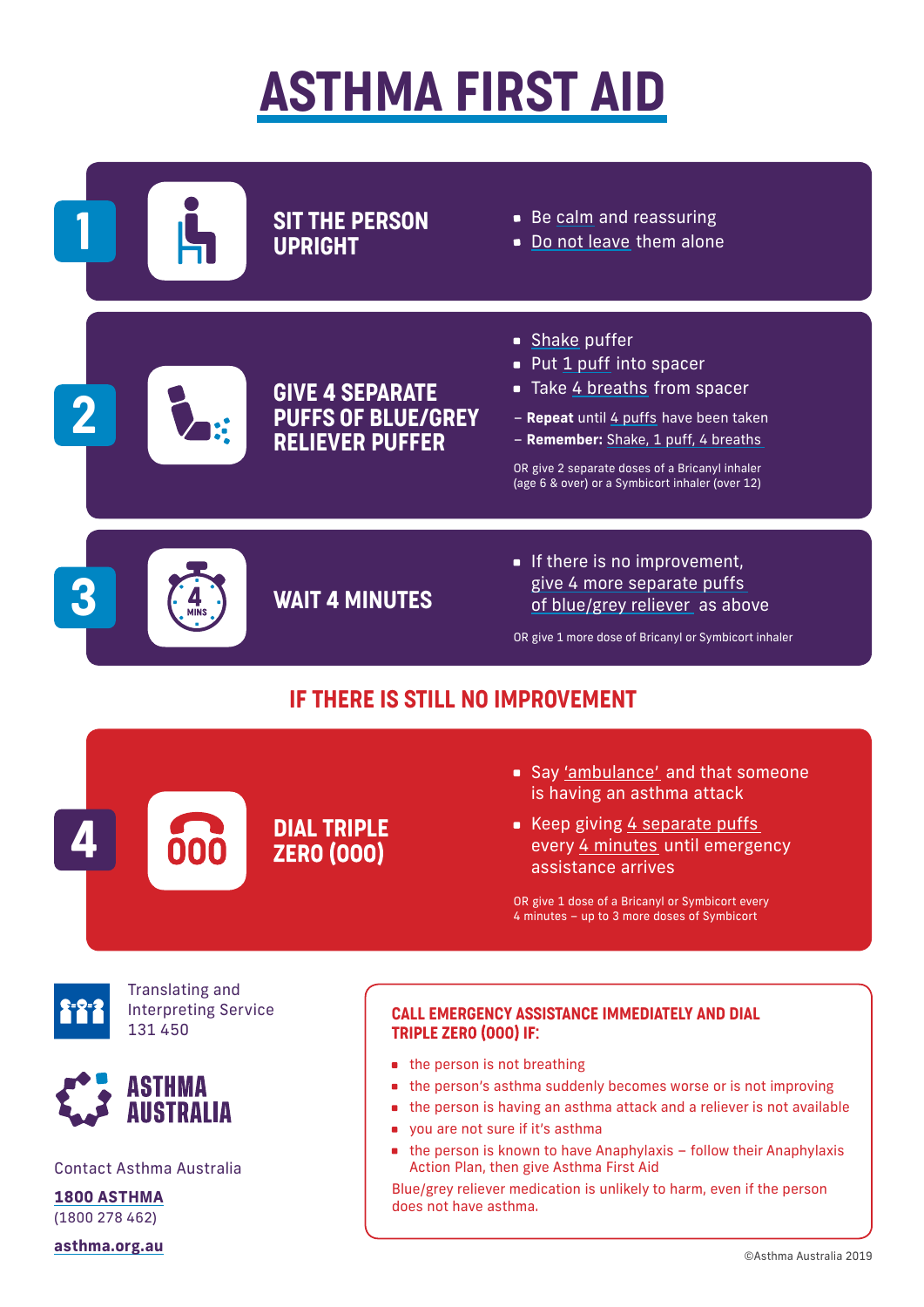# ASTHMA FIRST AID

## 1 SIT THE PERSON UPRIGHT

- Be calm and reassuring
- Do not leave them alone

## 2 GIVE 4 SEPARATE PUFFS OF BLUE/GREY RELIEVER PUFFER

- Shake puffer
- Put 1 puff into spacer
- Take 4 breaths from spacer

– **Repeat** until 4 puffs have been taken
– **Remember:** Shake, 1 puff, 4 breaths

OR give 2 separate doses of a Bricanyl inhaler (age 6 & over) or a Symbicort inhaler (over 12)

## 3 WAIT 4 MINUTES

- If there is no improvement, give 4 more separate puffs of blue/grey reliever as above

OR give 1 more dose of Bricanyl or Symbicort inhaler

## IF THERE IS STILL NO IMPROVEMENT

## 4 DIAL TRIPLE ZERO (000)

- Say 'ambulance' and that someone is having an asthma attack
- Keep giving 4 separate puffs every 4 minutes until emergency assistance arrives

OR give 1 dose of a Bricanyl or Symbicort every 4 minutes – up to 3 more doses of Symbicort

### CALL EMERGENCY ASSISTANCE IMMEDIATELY AND DIAL TRIPLE ZERO (000) IF:

- the person is not breathing
- the person's asthma suddenly becomes worse or is not improving
- the person is having an asthma attack and a reliever is not available
- you are not sure if it's asthma
- the person is known to have Anaphylaxis – follow their Anaphylaxis Action Plan, then give Asthma First Aid

Blue/grey reliever medication is unlikely to harm, even if the person does not have asthma.

Translating and Interpreting Service
131 450

ASTHMA AUSTRALIA

Contact Asthma Australia

**1800 ASTHMA**
(1800 278 462)

**asthma.org.au**

©Asthma Australia 2019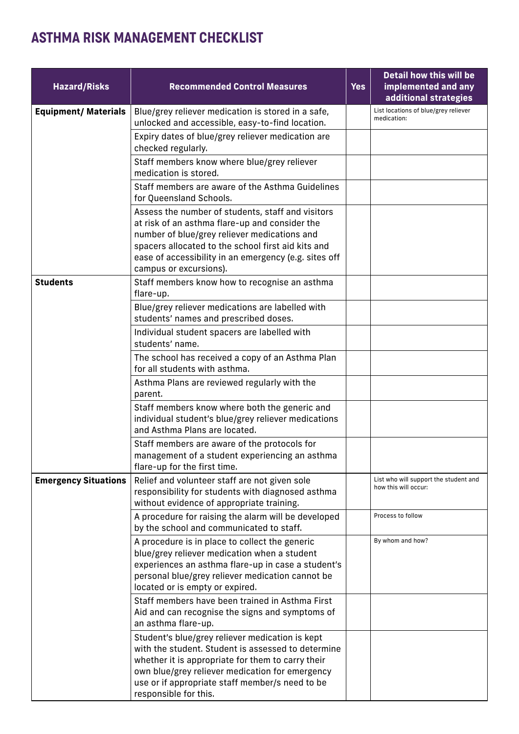# ASTHMA RISK MANAGEMENT CHECKLIST

| Hazard/Risks | Recommended Control Measures | Yes | Detail how this will be implemented and any additional strategies |
|---|---|---|---|
| **Equipment/ Materials** | Blue/grey reliever medication is stored in a safe, unlocked and accessible, easy-to-find location. | | List locations of blue/grey reliever medication: |
| | Expiry dates of blue/grey reliever medication are checked regularly. | | |
| | Staff members know where blue/grey reliever medication is stored. | | |
| | Staff members are aware of the Asthma Guidelines for Queensland Schools. | | |
| | Assess the number of students, staff and visitors at risk of an asthma flare-up and consider the number of blue/grey reliever medications and spacers allocated to the school first aid kits and ease of accessibility in an emergency (e.g. sites off campus or excursions). | | |
| **Students** | Staff members know how to recognise an asthma flare-up. | | |
| | Blue/grey reliever medications are labelled with students' names and prescribed doses. | | |
| | Individual student spacers are labelled with students' name. | | |
| | The school has received a copy of an Asthma Plan for all students with asthma. | | |
| | Asthma Plans are reviewed regularly with the parent. | | |
| | Staff members know where both the generic and individual student's blue/grey reliever medications and Asthma Plans are located. | | |
| | Staff members are aware of the protocols for management of a student experiencing an asthma flare-up for the first time. | | |
| **Emergency Situations** | Relief and volunteer staff are not given sole responsibility for students with diagnosed asthma without evidence of appropriate training. | | List who will support the student and how this will occur: |
| | A procedure for raising the alarm will be developed by the school and communicated to staff. | | Process to follow |
| | A procedure is in place to collect the generic blue/grey reliever medication when a student experiences an asthma flare-up in case a student's personal blue/grey reliever medication cannot be located or is empty or expired. | | By whom and how? |
| | Staff members have been trained in Asthma First Aid and can recognise the signs and symptoms of an asthma flare-up. | | |
| | Student's blue/grey reliever medication is kept with the student. Student is assessed to determine whether it is appropriate for them to carry their own blue/grey reliever medication for emergency use or if appropriate staff member/s need to be responsible for this. | | |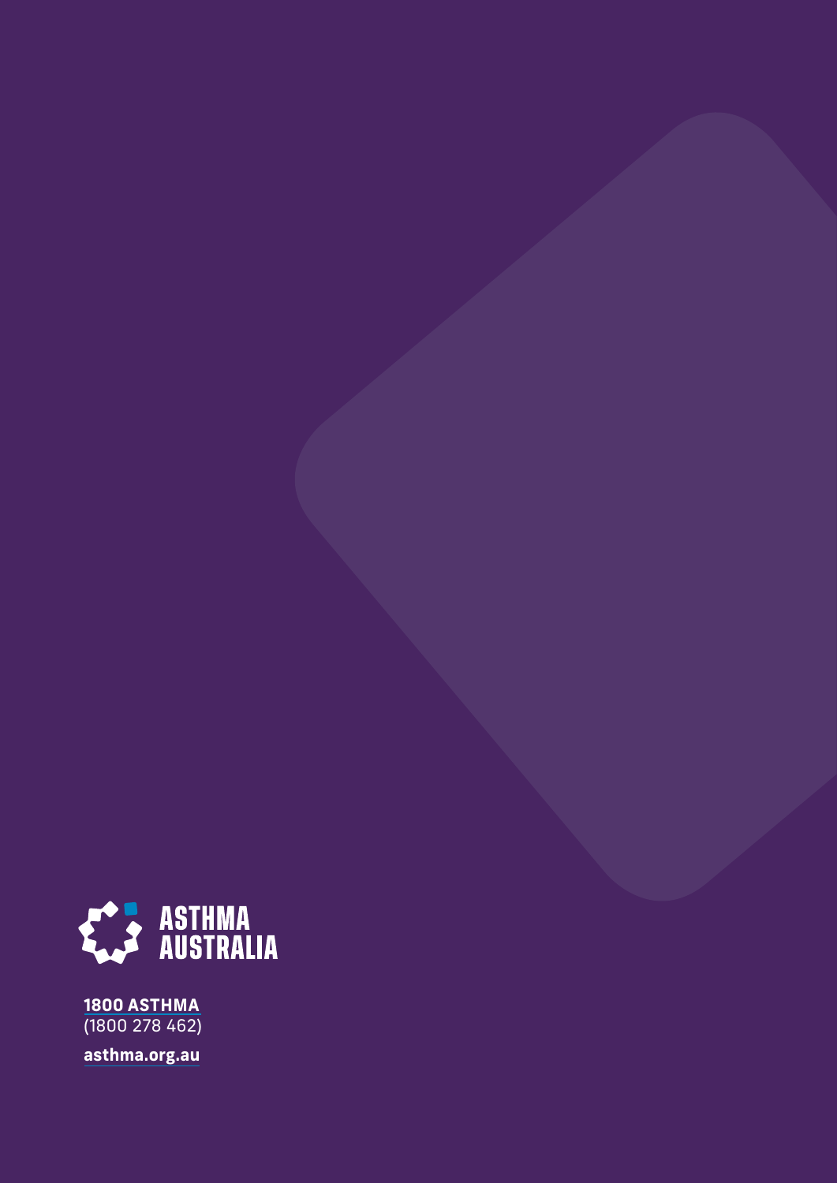ASTHMA AUSTRALIA

**1800 ASTHMA**
(1800 278 462)

**asthma.org.au**